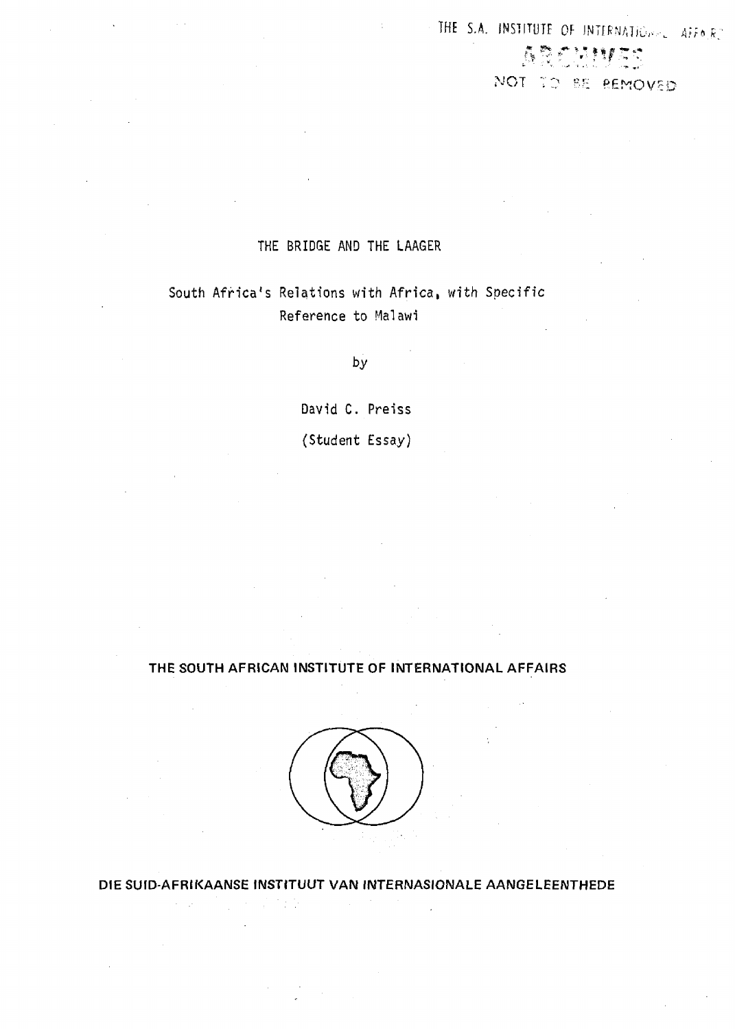THE S.A. INSTITUTE OF INTERNATIONAL AFFAIRS

ARCHIVES

NOT TO BE REMOVED

# THE BRIDGE AND THE LAAGER

## South Africa's Relations with Africa, with Specific Reference to Malawi

by

David C. Preiss

(Student Essay)

**THE SOUTH AFRICAN INSTITUTE OF INTERNATIONAL AFFAIRS**

**DIE SUID-AFRIKAANSE INSTITUUT VAN INTERNASIONALE AANGELEENTHEDE**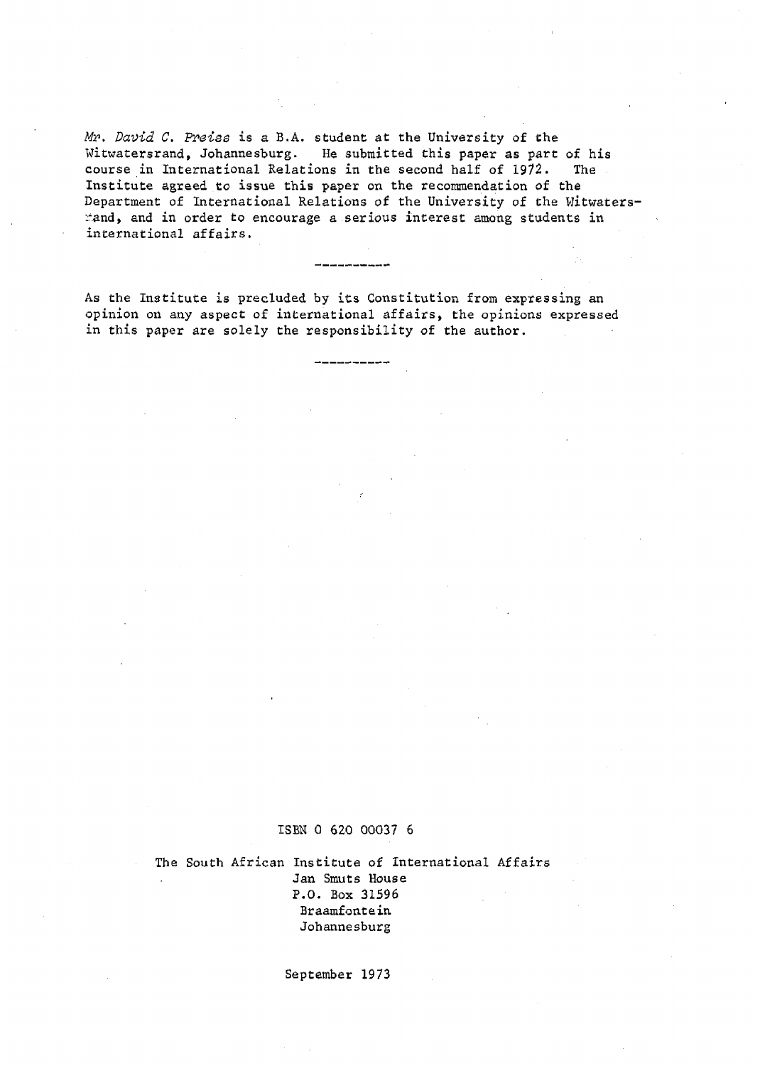*Mr. David C. Preiss* is a B.A. student at the University of the Witwatersrand, Johannesburg. He submitted this paper as part of his course in International Relations in the second half of 1972. The Institute agreed to issue this paper on the recommendation of the Department of International Relations of the University of the Witwatersrand, and in order to encourage a serious interest among students in international affairs.

----------

As the Institute is precluded by its Constitution from expressing an opinion on any aspect of international affairs, the opinions expressed in this paper are solely the responsibility of the author.

----------

ISBN 0 620 00037 6

The South African Institute of International Affairs
Jan Smuts House
P.O. Box 31596
Braamfontein
Johannesburg

September 1973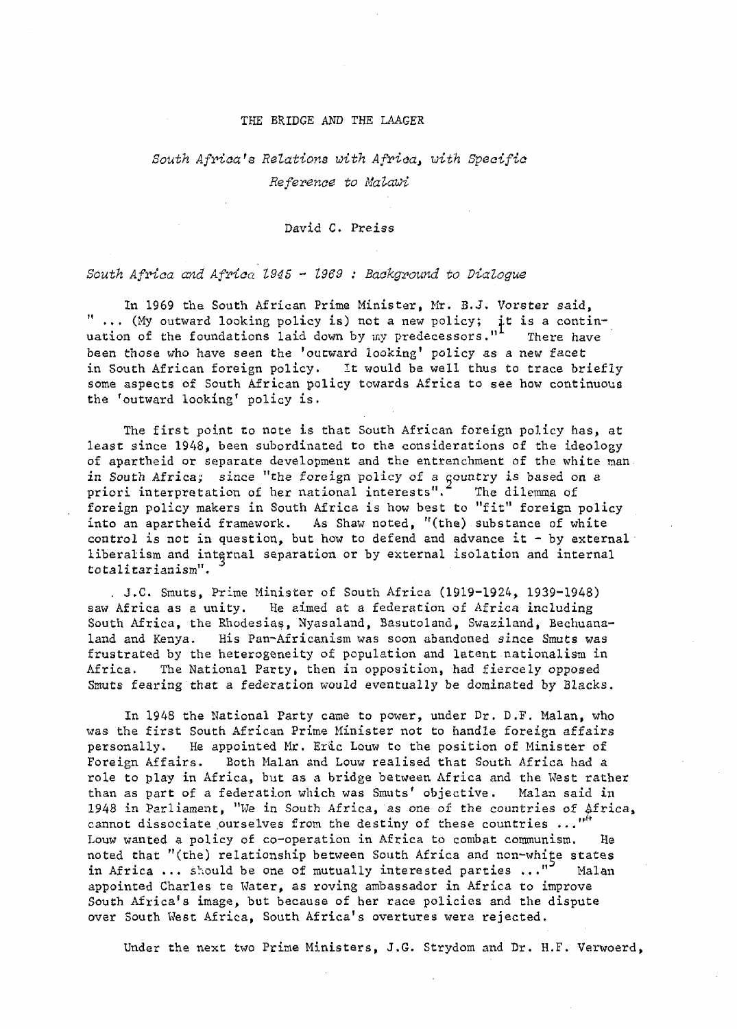# THE BRIDGE AND THE LAAGER

## *South Africa's Relations with Africa, with Specific Reference to Malawi*

David C. Preiss

### *South Africa and Africa 1945 - 1969 : Background to Dialogue*

In 1969 the South African Prime Minister, Mr. B.J. Vorster said, " ... (My outward looking policy is) not a new policy; it is a continuation of the foundations laid down by my predecessors."[1] There have been those who have seen the 'outward looking' policy as a new facet in South African foreign policy. It would be well thus to trace briefly some aspects of South African policy towards Africa to see how continuous the 'outward looking' policy is.

The first point to note is that South African foreign policy has, at least since 1948, been subordinated to the considerations of the ideology of apartheid or separate development and the entrenchment of the white man in South Africa; since "the foreign policy of a country is based on a priori interpretation of her national interests".[2] The dilemma of foreign policy makers in South Africa is how best to "fit" foreign policy into an apartheid framework. As Shaw noted, "(the) substance of white control is not in question, but how to defend and advance it - by external liberalism and internal separation or by external isolation and internal totalitarianism".[3]

J.C. Smuts, Prime Minister of South Africa (1919-1924, 1939-1948) saw Africa as a unity. He aimed at a federation of Africa including South Africa, the Rhodesias, Nyasaland, Basutoland, Swaziland, Bechuanaland and Kenya. His Pan-Africanism was soon abandoned since Smuts was frustrated by the heterogeneity of population and latent nationalism in Africa. The National Party, then in opposition, had fiercely opposed Smuts fearing that a federation would eventually be dominated by Blacks.

In 1948 the National Party came to power, under Dr. D.F. Malan, who was the first South African Prime Minister not to handle foreign affairs personally. He appointed Mr. Eric Louw to the position of Minister of Foreign Affairs. Both Malan and Louw realised that South Africa had a role to play in Africa, but as a bridge between Africa and the West rather than as part of a federation which was Smuts' objective. Malan said in 1948 in Parliament, "We in South Africa, as one of the countries of Africa, cannot dissociate ourselves from the destiny of these countries ..."[4] Louw wanted a policy of co-operation in Africa to combat communism. He noted that "(the) relationship between South Africa and non-white states in Africa ... should be one of mutually interested parties ..."[5] Malan appointed Charles te Water, as roving ambassador in Africa to improve South Africa's image, but because of her race policies and the dispute over South West Africa, South Africa's overtures were rejected.

Under the next two Prime Ministers, J.G. Strydom and Dr. H.F. Verwoerd,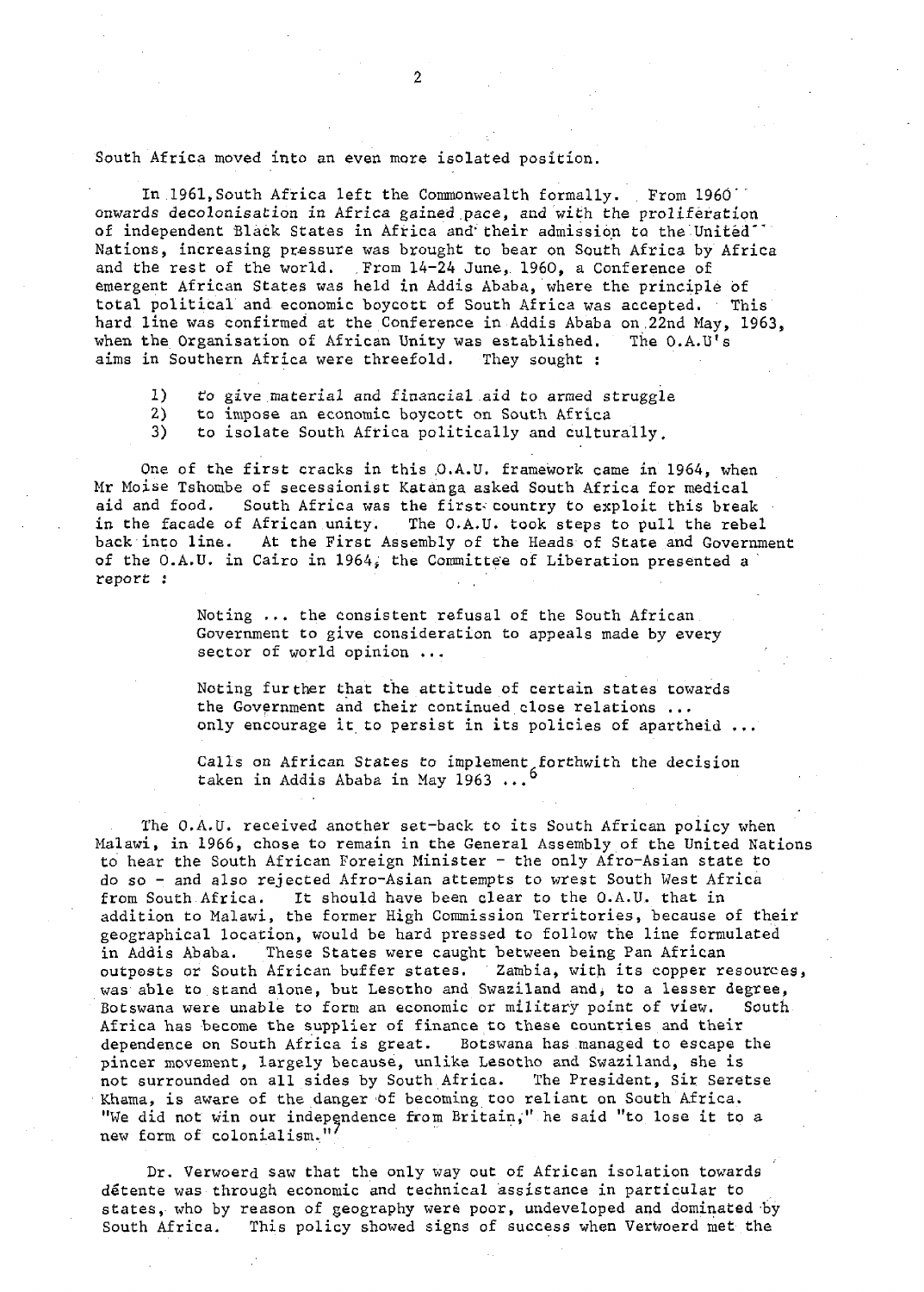South Africa moved into an even more isolated position.

In 1961, South Africa left the Commonwealth formally. From 1960 onwards decolonisation in Africa gained pace, and with the proliferation of independent Black States in Africa and their admission to the United Nations, increasing pressure was brought to bear on South Africa by Africa and the rest of the world. From 14-24 June, 1960, a Conference of emergent African States was held in Addis Ababa, where the principle of total political and economic boycott of South Africa was accepted. This hard line was confirmed at the Conference in Addis Ababa on 22nd May, 1963, when the Organisation of African Unity was established. The O.A.U's aims in Southern Africa were threefold. They sought :

1) *to give material and financial aid to armed struggle*
2) to impose an economic boycott on South Africa
3) to isolate South Africa politically and culturally.

One of the first cracks in this O.A.U. framework came in 1964, when Mr Moise Tshombe of secessionist Katanga asked South Africa for medical aid and food. South Africa was the first country to exploit this break in the facade of African unity. The O.A.U. took steps to pull the rebel back into line. At the First Assembly of the Heads of State and Government of the O.A.U. in Cairo in 1964, the Committee of Liberation presented a report :

> Noting ... the consistent refusal of the South African Government to give consideration to appeals made by every sector of world opinion ...
>
> Noting further that the attitude of certain states towards the Government and their continued close relations ... only encourage it to persist in its policies of apartheid ...
>
> Calls on African States to implement forthwith the decision taken in Addis Ababa in May 1963 ...[6]

The O.A.U. received another set-back to its South African policy when Malawi, in 1966, chose to remain in the General Assembly of the United Nations to hear the South African Foreign Minister - the only Afro-Asian state to do so - and also rejected Afro-Asian attempts to wrest South West Africa from South Africa. It should have been clear to the O.A.U. that in addition to Malawi, the former High Commission Territories, because of their geographical location, would be hard pressed to follow the line formulated in Addis Ababa. These States were caught between being Pan African outposts or South African buffer states. Zambia, with its copper resources, was able to stand alone, but Lesotho and Swaziland and, to a lesser degree, Botswana were unable to form an economic or military point of view. South Africa has become the supplier of finance to these countries and their dependence on South Africa is great. Botswana has managed to escape the pincer movement, largely because, unlike Lesotho and Swaziland, she is not surrounded on all sides by South Africa. The President, Sir Seretse Khama, is aware of the danger of becoming too reliant on South Africa. "We did not win our independence from Britain," he said "to lose it to a new form of colonialism."[7]

Dr. Verwoerd saw that the only way out of African isolation towards détente was through economic and technical assistance in particular to states, who by reason of geography were poor, undeveloped and dominated by South Africa. This policy showed signs of success when Verwoerd met the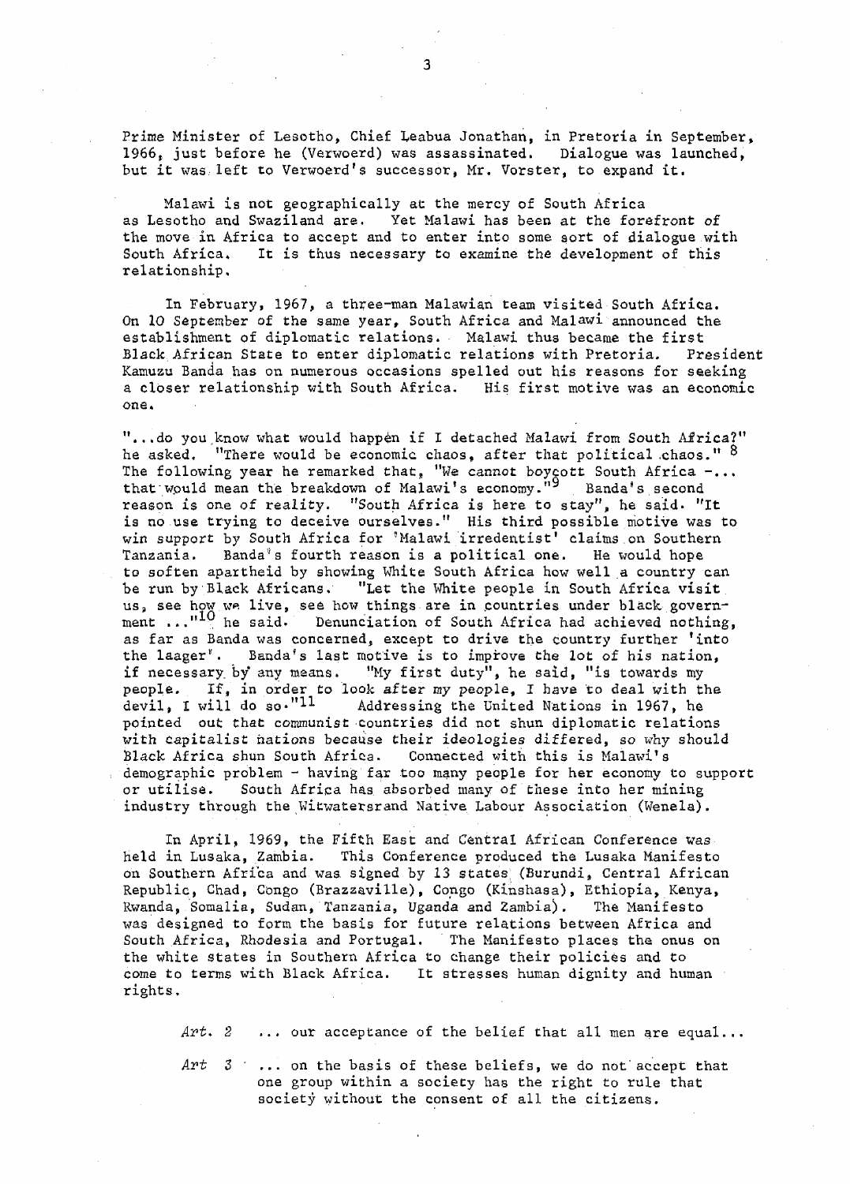Prime Minister of Lesotho, Chief Leabua Jonathan, in Pretoria in September, 1966, just before he (Verwoerd) was assassinated. Dialogue was launched, but it was left to Verwoerd's successor, Mr. Vorster, to expand it.

Malawi is not geographically at the mercy of South Africa as Lesotho and Swaziland are. Yet Malawi has been at the forefront of the move in Africa to accept and to enter into some sort of dialogue with South Africa. It is thus necessary to examine the development of this relationship.

In February, 1967, a three-man Malawian team visited South Africa. On 10 September of the same year, South Africa and Malawi announced the establishment of diplomatic relations. Malawi thus became the first Black African State to enter diplomatic relations with Pretoria. President Kamuzu Banda has on numerous occasions spelled out his reasons for seeking a closer relationship with South Africa. His first motive was an economic one.

"...do you know what would happen if I detached Malawi from South Africa?" he asked. "There would be economic chaos, after that political chaos." [8] The following year he remarked that, "We cannot boycott South Africa -... that would mean the breakdown of Malawi's economy."[9] Banda's second reason is one of reality. "South Africa is here to stay", he said. "It is no use trying to deceive ourselves." His third possible motive was to win support by South Africa for 'Malawi irredentist' claims on Southern Tanzania. Banda's fourth reason is a political one. He would hope to soften apartheid by showing White South Africa how well a country can be run by Black Africans. "Let the White people in South Africa visit us, see how we live, see how things are in countries under black government ..."[10] he said. Denunciation of South Africa had achieved nothing, as far as Banda was concerned, except to drive the country further 'into the laager'. Banda's last motive is to improve the lot of his nation, if necessary by any means. "My first duty", he said, "is towards my people. If, in order to look after my people, I have to deal with the devil, I will do so."[11] Addressing the United Nations in 1967, he pointed out that communist countries did not shun diplomatic relations with capitalist nations because their ideologies differed, so why should Black Africa shun South Africa. Connected with this is Malawi's demographic problem - having far too many people for her economy to support or utilise. South Africa has absorbed many of these into her mining industry through the Witwatersrand Native Labour Association (Wenela).

In April, 1969, the Fifth East and Central African Conference was held in Lusaka, Zambia. This Conference produced the Lusaka Manifesto on Southern Africa and was signed by 13 states (Burundi, Central African Republic, Chad, Congo (Brazzaville), Congo (Kinshasa), Ethiopia, Kenya, Rwanda, Somalia, Sudan, Tanzania, Uganda and Zambia). The Manifesto was designed to form the basis for future relations between Africa and South Africa, Rhodesia and Portugal. The Manifesto places the onus on the white states in Southern Africa to change their policies and to come to terms with Black Africa. It stresses human dignity and human rights.

> *Art. 2* ... our acceptance of the belief that all men are equal...
>
> *Art 3* ... on the basis of these beliefs, we do not accept that one group within a society has the right to rule that society without the consent of all the citizens.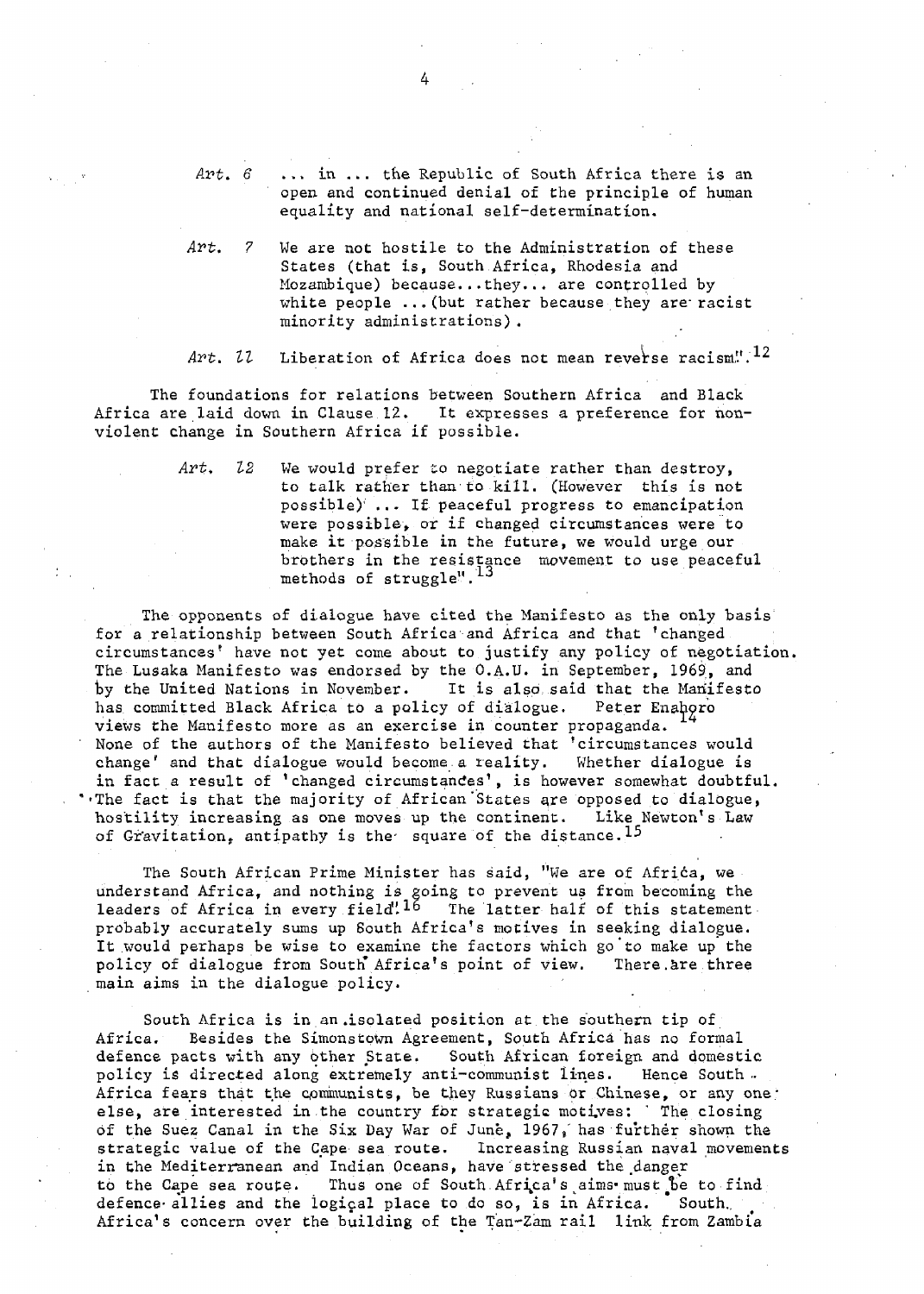*Art. 6* ... in ... the Republic of South Africa there is an open and continued denial of the principle of human equality and national self-determination.

*Art. 7* We are not hostile to the Administration of these States (that is, South Africa, Rhodesia and Mozambique) because...they... are controlled by white people ...(but rather because they are racist minority administrations).

*Art. 11* Liberation of Africa does not mean reverse racism".[12]

The foundations for relations between Southern Africa and Black Africa are laid down in Clause 12. It expresses a preference for non-violent change in Southern Africa if possible.

*Art. 12* We would prefer to negotiate rather than destroy, to talk rather than to kill. (However this is not possible) ... If peaceful progress to emancipation were possible, or if changed circumstances were to make it possible in the future, we would urge our brothers in the resistance movement to use peaceful methods of struggle".[13]

The opponents of dialogue have cited the Manifesto as the only basis for a relationship between South Africa and Africa and that 'changed circumstances' have not yet come about to justify any policy of negotiation. The Lusaka Manifesto was endorsed by the O.A.U. in September, 1969, and by the United Nations in November. It is also said that the Manifesto has committed Black Africa to a policy of dialogue. Peter Enahoro views the Manifesto more as an exercise in counter propaganda.[14] None of the authors of the Manifesto believed that 'circumstances would change' and that dialogue would become a reality. Whether dialogue is in fact a result of 'changed circumstances', is however somewhat doubtful. The fact is that the majority of African States are opposed to dialogue, hostility increasing as one moves up the continent. Like Newton's Law of Gravitation, antipathy is the square of the distance.[15]

The South African Prime Minister has said, "We are of Africa, we understand Africa, and nothing is going to prevent us from becoming the leaders of Africa in every field".[16] The latter half of this statement probably accurately sums up South Africa's motives in seeking dialogue. It would perhaps be wise to examine the factors which go to make up the policy of dialogue from South Africa's point of view. There are three main aims in the dialogue policy.

South Africa is in an isolated position at the southern tip of Africa. Besides the Simonstown Agreement, South Africa has no formal defence pacts with any other State. South African foreign and domestic policy is directed along extremely anti-communist lines. Hence South Africa fears that the communists, be they Russians or Chinese, or any one else, are interested in the country for strategic motives. The closing of the Suez Canal in the Six Day War of June, 1967, has further shown the strategic value of the Cape sea route. Increasing Russian naval movements in the Mediterranean and Indian Oceans, have stressed the danger to the Cape sea route. Thus one of South Africa's aims must be to find defence allies and the logical place to do so, is in Africa. South Africa's concern over the building of the Tan-Zam rail link from Zambia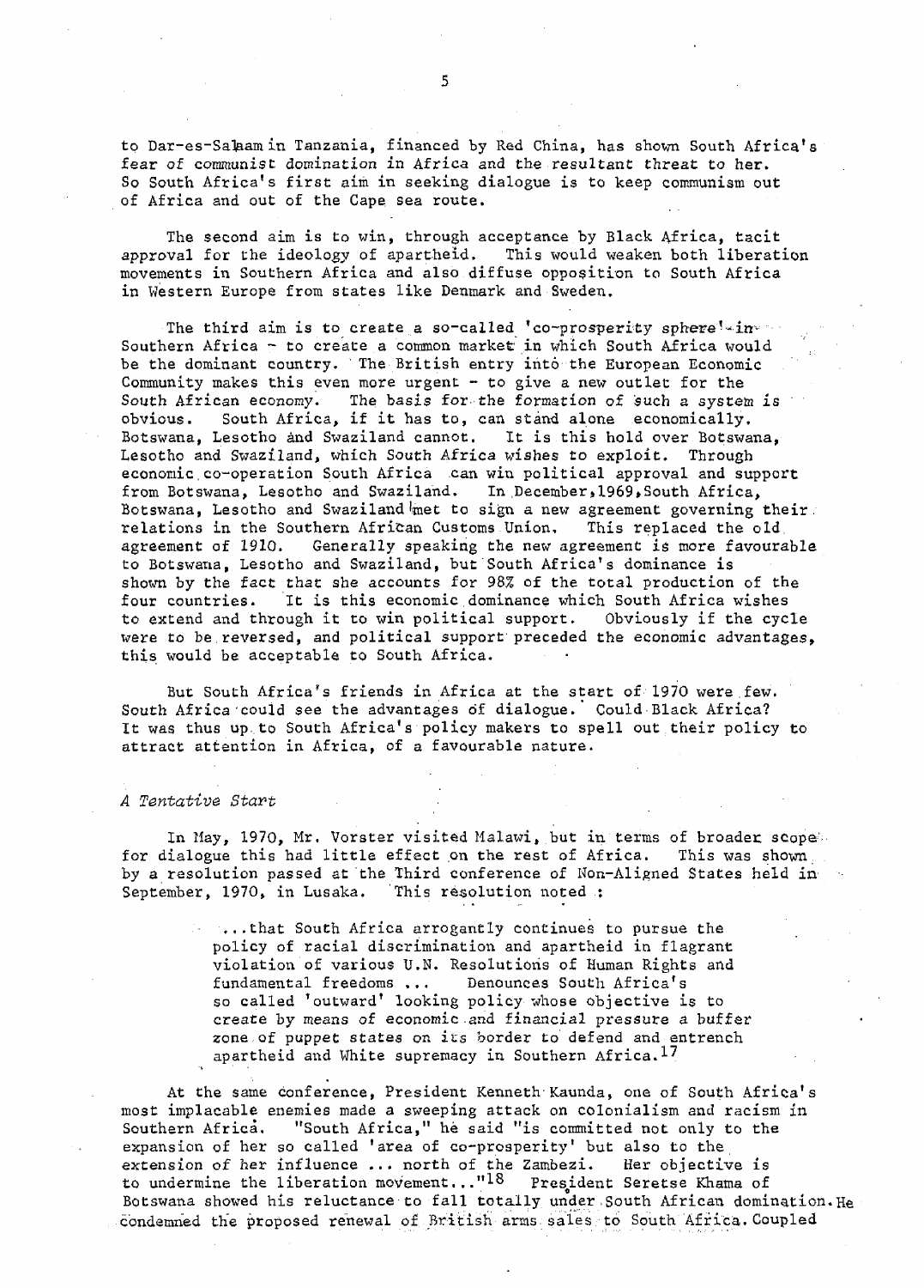to Dar-es-Salaam in Tanzania, financed by Red China, has shown South Africa's fear of communist domination in Africa and the resultant threat to her. So South Africa's first aim in seeking dialogue is to keep communism out of Africa and out of the Cape sea route.

The second aim is to win, through acceptance by Black Africa, tacit approval for the ideology of apartheid. This would weaken both liberation movements in Southern Africa and also diffuse opposition to South Africa in Western Europe from states like Denmark and Sweden.

The third aim is to create a so-called 'co-prosperity sphere' in Southern Africa - to create a common market in which South Africa would be the dominant country. The British entry into the European Economic Community makes this even more urgent - to give a new outlet for the South African economy. The basis for the formation of such a system is obvious. South Africa, if it has to, can stand alone economically. Botswana, Lesotho and Swaziland cannot. It is this hold over Botswana, Lesotho and Swaziland, which South Africa wishes to exploit. Through economic co-operation South Africa can win political approval and support from Botswana, Lesotho and Swaziland. In December, 1969, South Africa, Botswana, Lesotho and Swaziland met to sign a new agreement governing their relations in the Southern African Customs Union. This replaced the old agreement of 1910. Generally speaking the new agreement is more favourable to Botswana, Lesotho and Swaziland, but South Africa's dominance is shown by the fact that she accounts for 98% of the total production of the four countries. It is this economic dominance which South Africa wishes to extend and through it to win political support. Obviously if the cycle were to be reversed, and political support preceded the economic advantages, this would be acceptable to South Africa.

But South Africa's friends in Africa at the start of 1970 were few. South Africa could see the advantages of dialogue. Could Black Africa? It was thus up to South Africa's policy makers to spell out their policy to attract attention in Africa, of a favourable nature.

### *A Tentative Start*

In May, 1970, Mr. Vorster visited Malawi, but in terms of broader scope for dialogue this had little effect on the rest of Africa. This was shown by a resolution passed at the Third conference of Non-Aligned States held in September, 1970, in Lusaka. This resolution noted :

> ...that South Africa arrogantly continues to pursue the policy of racial discrimination and apartheid in flagrant violation of various U.N. Resolutions of Human Rights and fundamental freedoms ... Denounces South Africa's so called 'outward' looking policy whose objective is to create by means of economic and financial pressure a buffer zone of puppet states on its border to defend and entrench apartheid and White supremacy in Southern Africa.[17]

At the same conference, President Kenneth Kaunda, one of South Africa's most implacable enemies made a sweeping attack on colonialism and racism in Southern Africa. "South Africa," he said "is committed not only to the expansion of her so called 'area of co-prosperity' but also to the extension of her influence ... north of the Zambezi. Her objective is to undermine the liberation movement..."[18] President Seretse Khama of Botswana showed his reluctance to fall totally under South African domination. He condemned the proposed renewal of British arms sales to South Africa. Coupled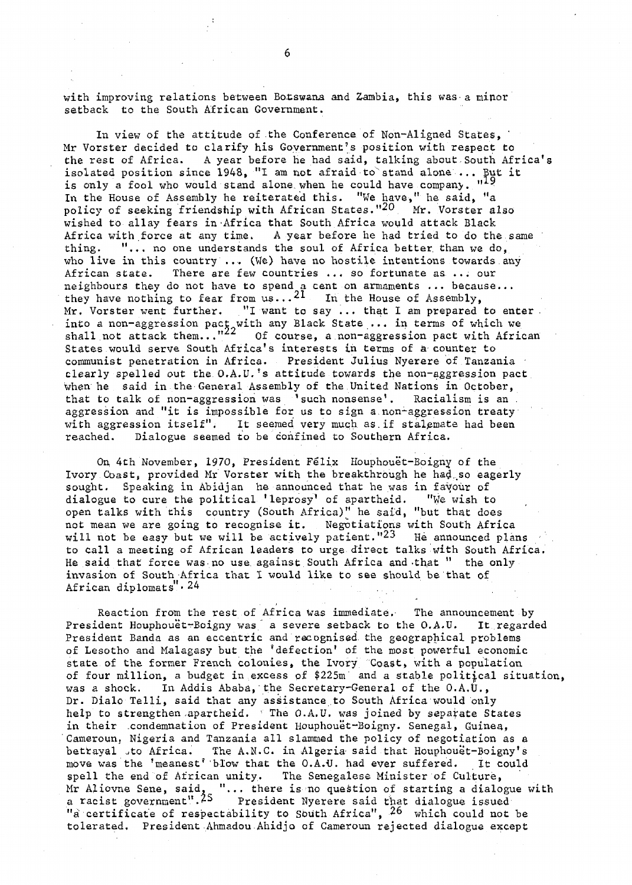with improving relations between Botswana and Zambia, this was a minor setback to the South African Government.

In view of the attitude of the Conference of Non-Aligned States, Mr Vorster decided to clarify his Government's position with respect to the rest of Africa. A year before he had said, talking about South Africa's isolated position since 1948, "I am not afraid to stand alone ... But it is only a fool who would stand alone when he could have company."[19] In the House of Assembly he reiterated this. "We have," he said, "a policy of seeking friendship with African States."[20] Mr. Vorster also wished to allay fears in Africa that South Africa would attack Black Africa with force at any time. A year before he had tried to do the same thing. "... no one understands the soul of Africa better than we do, who live in this country ... (We) have no hostile intentions towards any African state. There are few countries ... so fortunate as ... our neighbours they do not have to spend a cent on armaments ... because... they have nothing to fear from us...[21] In the House of Assembly, Mr. Vorster went further. "I want to say ... that I am prepared to enter into a non-aggression pact with any Black State ... in terms of which we shall not attack them..."[22] Of course, a non-aggression pact with African States would serve South Africa's interests in terms of a counter to communist penetration in Africa. President Julius Nyerere of Tanzania clearly spelled out the O.A.U.'s attitude towards the non-aggression pact when he said in the General Assembly of the United Nations in October, that to talk of non-aggression was 'such nonsense'. Racialism is an aggression and "it is impossible for us to sign a non-aggression treaty with aggression itself". It seemed very much as if stalemate had been reached. Dialogue seemed to be confined to Southern Africa.

On 4th November, 1970, President Félix Houphouët-Boigny of the Ivory Coast, provided Mr Vorster with the breakthrough he had so eagerly sought. Speaking in Abidjan he announced that he was in favour of dialogue to cure the political 'leprosy' of apartheid. "We wish to open talks with this country (South Africa)" he said, "but that does not mean we are going to recognise it. Negotiations with South Africa will not be easy but we will be actively patient."[23] He announced plans to call a meeting of African leaders to urge direct talks with South Africa. He said that force was no use against South Africa and that " the only invasion of South Africa that I would like to see should be that of African diplomats".[24]

Reaction from the rest of Africa was immediate. The announcement by President Houphouët-Boigny was a severe setback to the O.A.U. It regarded President Banda as an eccentric and recognised the geographical problems of Lesotho and Malagasy but the 'defection' of the most powerful economic state of the former French colonies, the Ivory Coast, with a population of four million, a budget in excess of \$225m and a stable political situation, was a shock. In Addis Ababa, the Secretary-General of the O.A.U., Dr. Dialo Telli, said that any assistance to South Africa would only help to strengthen apartheid. The O.A.U. was joined by separate States in their condemnation of President Houphouët-Boigny. Senegal, Guinea, Cameroun, Nigeria and Tanzania all slammed the policy of negotiation as a betrayal to Africa. The A.N.C. in Algeria said that Houphouët-Boigny's move was the 'meanest' blow that the O.A.U. had ever suffered. It could spell the end of African unity. The Senegalese Minister of Culture, Mr Aliovne Sene, said, "... there is no question of starting a dialogue with a racist government".[25] President Nyerere said that dialogue issued "a certificate of respectability to South Africa",[26] which could not be tolerated. President Ahmadou Ahidjo of Cameroun rejected dialogue except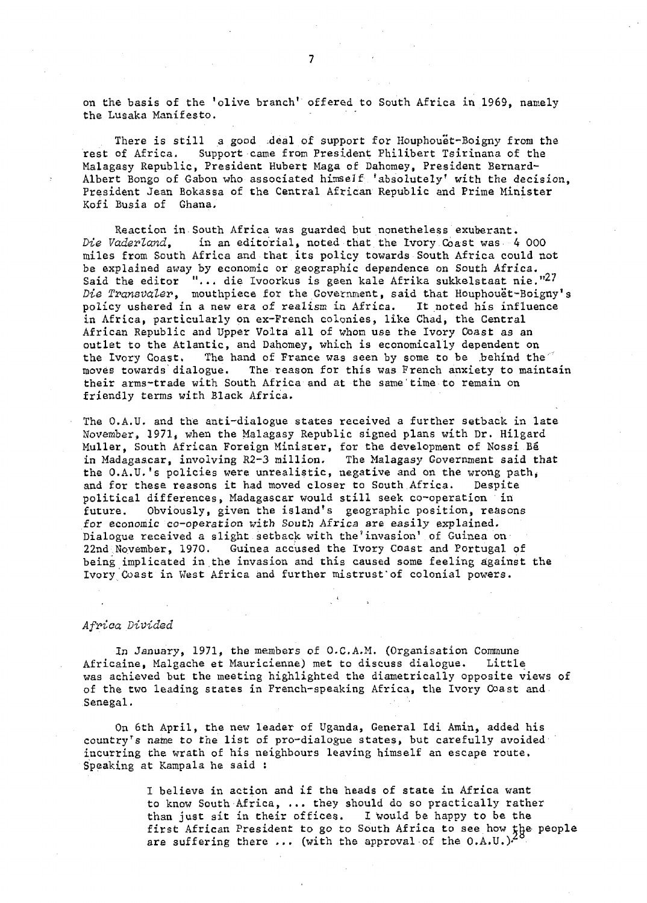on the basis of the 'olive branch' offered to South Africa in 1969, namely the Lusaka Manifesto.

There is still a good deal of support for Houphouët-Boigny from the rest of Africa. Support came from President Philibert Tsirinana of the Malagasy Republic, President Hubert Maga of Dahomey, President Bernard-Albert Bongo of Gabon who associated himself 'absolutely' with the decision, President Jean Bokassa of the Central African Republic and Prime Minister Kofi Busia of Ghana.

Reaction in South Africa was guarded but nonetheless exuberant. *Die Vaderland*, in an editorial, noted that the Ivory Coast was 4 000 miles from South Africa and that its policy towards South Africa could not be explained away by economic or geographic dependence on South Africa. Said the editor "... die Ivoorkus is geen kale Afrika sukkelstaat nie."[27] *Die Transvaler*, mouthpiece for the Government, said that Houphouët-Boigny's policy ushered in a new era of realism in Africa. It noted his influence in Africa, particularly on ex-French colonies, like Chad, the Central African Republic and Upper Volta all of whom use the Ivory Coast as an outlet to the Atlantic, and Dahomey, which is economically dependent on the Ivory Coast. The hand of France was seen by some to be behind the moves towards dialogue. The reason for this was French anxiety to maintain their arms-trade with South Africa and at the same time to remain on friendly terms with Black Africa.

The O.A.U. and the anti-dialogue states received a further setback in late November, 1971, when the Malagasy Republic signed plans with Dr. Hilgard Muller, South African Foreign Minister, for the development of Nossi Bé in Madagascar, involving R2-3 million. The Malagasy Government said that the O.A.U.'s policies were unrealistic, negative and on the wrong path, and for these reasons it had moved closer to South Africa. Despite political differences, Madagascar would still seek co-operation in future. Obviously, given the island's geographic position, reasons for economic co-operation with South Africa are easily explained. Dialogue received a slight setback with the 'invasion' of Guinea on 22nd November, 1970. Guinea accused the Ivory Coast and Portugal of being implicated in the invasion and this caused some feeling against the Ivory Coast in West Africa and further mistrust of colonial powers.

### *Africa Divided*

In January, 1971, the members of O.C.A.M. (Organisation Commune Africaine, Malgache et Mauricienne) met to discuss dialogue. Little was achieved but the meeting highlighted the diametrically opposite views of of the two leading states in French-speaking Africa, the Ivory Coast and Senegal.

On 6th April, the new leader of Uganda, General Idi Amin, added his country's name to the list of pro-dialogue states, but carefully avoided incurring the wrath of his neighbours leaving himself an escape route. Speaking at Kampala he said :

> I believe in action and if the heads of state in Africa want to know South Africa, ... they should do so practically rather than just sit in their offices. I would be happy to be the first African President to go to South Africa to see how the people are suffering there ... (with the approval of the O.A.U.).[28]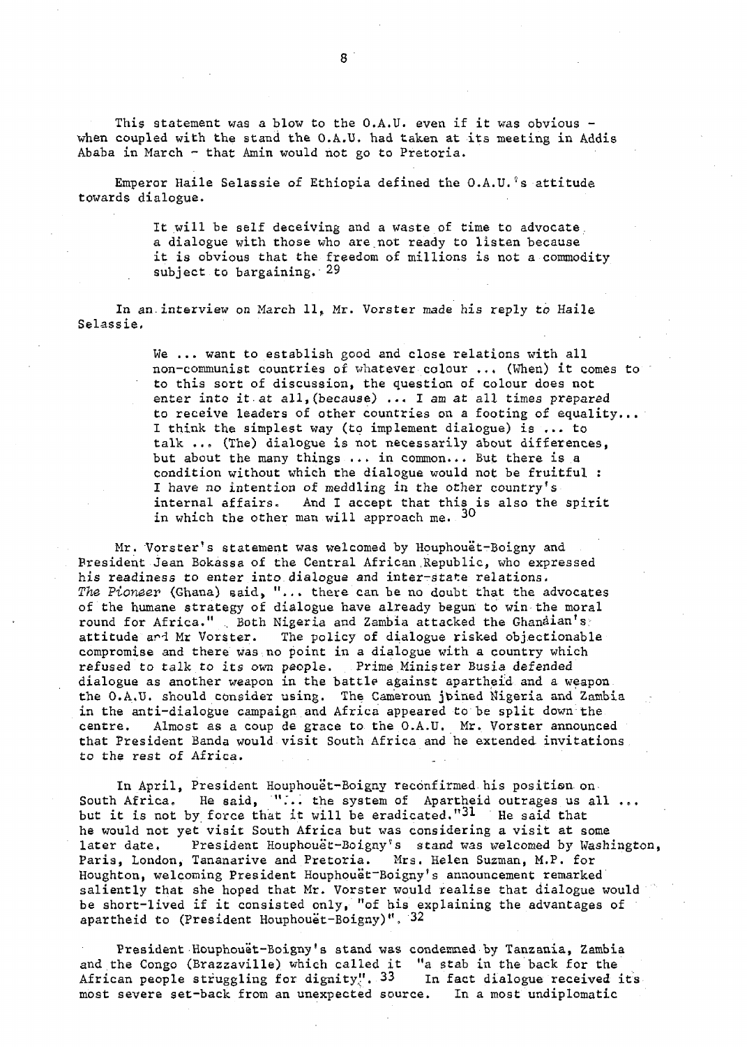This statement was a blow to the O.A.U. even if it was obvious - when coupled with the stand the O.A.U. had taken at its meeting in Addis Ababa in March - that Amin would not go to Pretoria.

Emperor Haile Selassie of Ethiopia defined the O.A.U.'s attitude towards dialogue.

> It will be self deceiving and a waste of time to advocate a dialogue with those who are not ready to listen because it is obvious that the freedom of millions is not a commodity subject to bargaining. [29]

In an interview on March 11, Mr. Vorster made his reply to Haile Selassie.

> We ... want to establish good and close relations with all non-communist countries of whatever colour ... (When) it comes to to this sort of discussion, the question of colour does not enter into it at all, (because) ... I am at all times prepared to receive leaders of other countries on a footing of equality... I think the simplest way (to implement dialogue) is ... to talk ... (The) dialogue is not necessarily about differences, but about the many things ... in common... But there is a condition without which the dialogue would not be fruitful : I have no intention of meddling in the other country's internal affairs. And I accept that this is also the spirit in which the other man will approach me. [30]

Mr. Vorster's statement was welcomed by Houphouët-Boigny and President Jean Bokassa of the Central African Republic, who expressed his readiness to enter into dialogue and inter-state relations. *The Pioneer* (Ghana) said, "... there can be no doubt that the advocates of the humane strategy of dialogue have already begun to win the moral round for Africa." Both Nigeria and Zambia attacked the Ghanaian's attitude and Mr Vorster. The policy of dialogue risked objectionable compromise and there was no point in a dialogue with a country which refused to talk to its own people. Prime Minister Busia defended dialogue as another weapon in the battle against apartheid and a weapon the O.A.U. should consider using. The Cameroun joined Nigeria and Zambia in the anti-dialogue campaign and Africa appeared to be split down the centre. Almost as a coup de grace to the O.A.U. Mr. Vorster announced that President Banda would visit South Africa and he extended invitations to the rest of Africa.

In April, President Houphouët-Boigny reconfirmed his position on South Africa. He said, "... the system of Apartheid outrages us all ... but it is not by force that it will be eradicated."[31] He said that he would not yet visit South Africa but was considering a visit at some later date. President Houphouët-Boigny's stand was welcomed by Washington, Paris, London, Tananarive and Pretoria. Mrs. Helen Suzman, M.P. for Houghton, welcoming President Houphouët-Boigny's announcement remarked saliently that she hoped that Mr. Vorster would realise that dialogue would be short-lived if it consisted only, "of his explaining the advantages of apartheid to (President Houphouët-Boigny)". [32]

President Houphouët-Boigny's stand was condemned by Tanzania, Zambia and the Congo (Brazzaville) which called it "a stab in the back for the African people struggling for dignity". [33] In fact dialogue received its most severe set-back from an unexpected source. In a most undiplomatic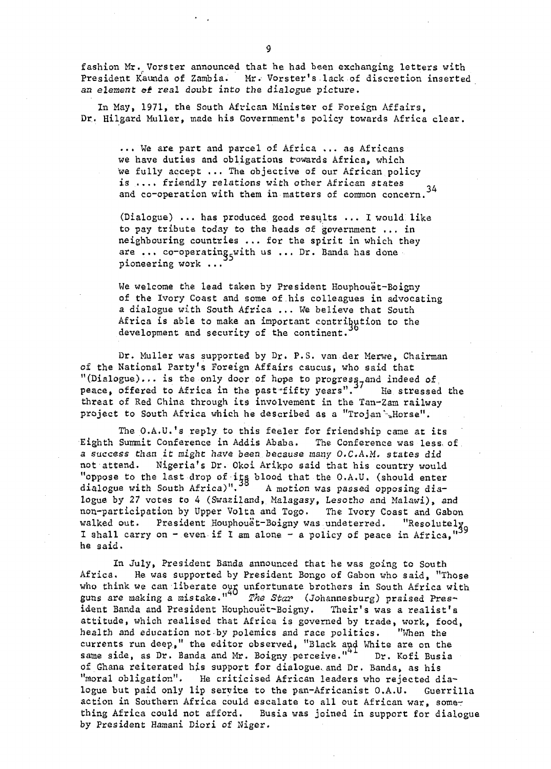fashion Mr. Vorster announced that he had been exchanging letters with President Kaunda of Zambia. Mr. Vorster's lack of discretion inserted an element of real doubt into the dialogue picture.

In May, 1971, the South African Minister of Foreign Affairs, Dr. Hilgard Muller, made his Government's policy towards Africa clear.

> ... We are part and parcel of Africa ... as Africans we have duties and obligations towards Africa, which we fully accept ... The objective of our African policy is .... friendly relations with other African states and co-operation with them in matters of common concern.[34]
>
> (Dialogue) ... has produced good results ... I would like to pay tribute today to the heads of government ... in neighbouring countries ... for the spirit in which they are ... co-operating with us ... Dr. Banda has done pioneering work ...[35]
>
> We welcome the lead taken by President Houphouët-Boigny of the Ivory Coast and some of his colleagues in advocating a dialogue with South Africa ... We believe that South Africa is able to make an important contribution to the development and security of the continent.[36]

Dr. Muller was supported by Dr. P.S. van der Merwe, Chairman of the National Party's Foreign Affairs caucus, who said that "(Dialogue)... is the only door of hope to progress and indeed of peace, offered to Africa in the past fifty years".[37] He stressed the threat of Red China through its involvement in the Tan-Zam railway project to South Africa which he described as a "Trojan Horse".

The O.A.U.'s reply to this feeler for friendship came at its Eighth Summit Conference in Addis Ababa. The Conference was less of a success than it might have been because many O.C.A.M. states did not attend. Nigeria's Dr. Okoi Arikpo said that his country would "oppose to the last drop of its blood that the O.A.U. (should enter dialogue with South Africa)".[38] A motion was passed opposing dialogue by 27 votes to 4 (Swaziland, Malagasy, Lesotho and Malawi), and non-participation by Upper Volta and Togo. The Ivory Coast and Gabon walked out. President Houphouët-Boigny was undeterred. "Resolutely I shall carry on - even if I am alone - a policy of peace in Africa,"[39] he said.

In July, President Banda announced that he was going to South Africa. He was supported by President Bongo of Gabon who said, "Those who think we can liberate our unfortunate brothers in South Africa with guns are making a mistake."[40] *The Star* (Johannesburg) praised President Banda and President Houphouët-Boigny. Their's was a realist's attitude, which realised that Africa is governed by trade, work, food, health and education not by polemics and race politics. "When the currents run deep," the editor observed, "Black and White are on the same side, as Dr. Banda and Mr. Boigny perceive."[41] Dr. Kofi Busia of Ghana reiterated his support for dialogue and Dr. Banda, as his "moral obligation". He criticised African leaders who rejected dialogue but paid only lip service to the pan-Africanist O.A.U. Guerrilla action in Southern Africa could escalate to all out African war, something Africa could not afford. Busia was joined in support for dialogue by President Hamani Diori of Niger.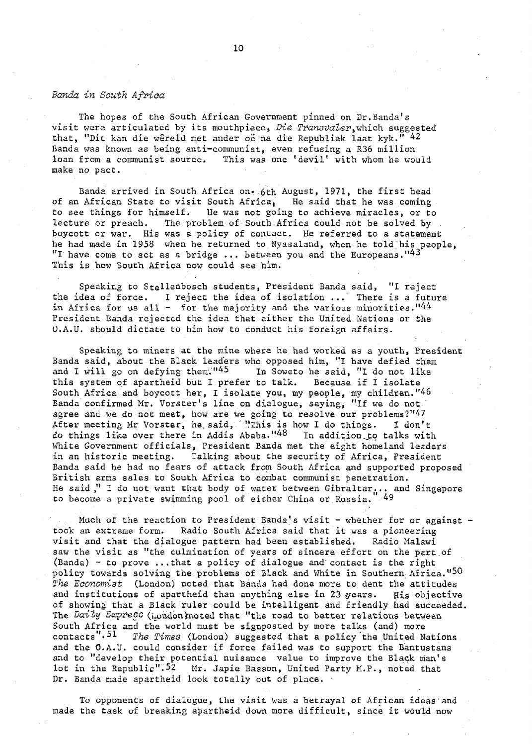*Banda in South Africa*

The hopes of the South African Government pinned on Dr.Banda's visit were articulated by its mouthpiece, *Die Transvaler*, which suggested that, "Dit kan die wêreld met ander oë na die Republiek laat kyk." [42] Banda was known as being anti-communist, even refusing a R36 million loan from a communist source. This was one 'devil' with whom he would make no pact.

Banda arrived in South Africa on 6th August, 1971, the first head of an African State to visit South Africa, He said that he was coming to see things for himself. He was not going to achieve miracles, or to lecture or preach. The problem of South Africa could not be solved by boycott or war. His was a policy of contact. He referred to a statement he had made in 1958 when he returned to Nyasaland, when he told his people, "I have come to act as a bridge ... between you and the Europeans."[43] This is how South Africa now could see him.

Speaking to Stellenbosch students, President Banda said, "I reject the idea of force. I reject the idea of isolation ... There is a future in Africa for us all - for the majority and the various minorities."[44] President Banda rejected the idea that either the United Nations or the O.A.U. should dictate to him how to conduct his foreign affairs.

Speaking to miners at the mine where he had worked as a youth, President Banda said, about the Black leaders who opposed him, "I have defied them and I will go on defying them."[45] In Soweto he said, "I do not like this system of apartheid but I prefer to talk. Because if I isolate South Africa and boycott her, I isolate you, my people, my children."[46] Banda confirmed Mr. Vorster's line on dialogue, saying, "If we do not agree and we do not meet, how are we going to resolve our problems?"[47] After meeting Mr Vorster, he said, "This is how I do things. I don't do things like over there in Addis Ababa."[48] In addition to talks with White Government officials, President Banda met the eight homeland leaders in an historic meeting. Talking about the security of Africa, President Banda said he had no fears of attack from South Africa and supported proposed British arms sales to South Africa to combat communist penetration. He said," I do not want that body of water between Gibraltar... and Singapore to become a private swimming pool of either China or Russia."[49]

Much of the reaction to President Banda's visit - whether for or against - took an extreme form. Radio South Africa said that it was a pioneering visit and that the dialogue pattern had been established. Radio Malawi saw the visit as "the culmination of years of sincere effort on the part of (Banda) - to prove ...that a policy of dialogue and contact is the right policy towards solving the problems of Black and White in Southern Africa."[50] *The Economist* (London) noted that Banda had done more to dent the attitudes and institutions of apartheid than anything else in 23 years. His objective of showing that a Black ruler could be intelligent and friendly had succeeded. The *Daily Express* (London)noted that "the road to better relations between South Africa and the world must be signposted by more talks (and) more contacts".[51] *The Times* (London) suggested that a policy the United Nations and the O.A.U. could consider if force failed was to support the Bantustans and to "develop their potential nuisance value to improve the Black man's lot in the Republic".[52] Mr. Japie Basson, United Party M.P., noted that Dr. Banda made apartheid look totally out of place.

To opponents of dialogue, the visit was a betrayal of African ideas and made the task of breaking apartheid down more difficult, since it would now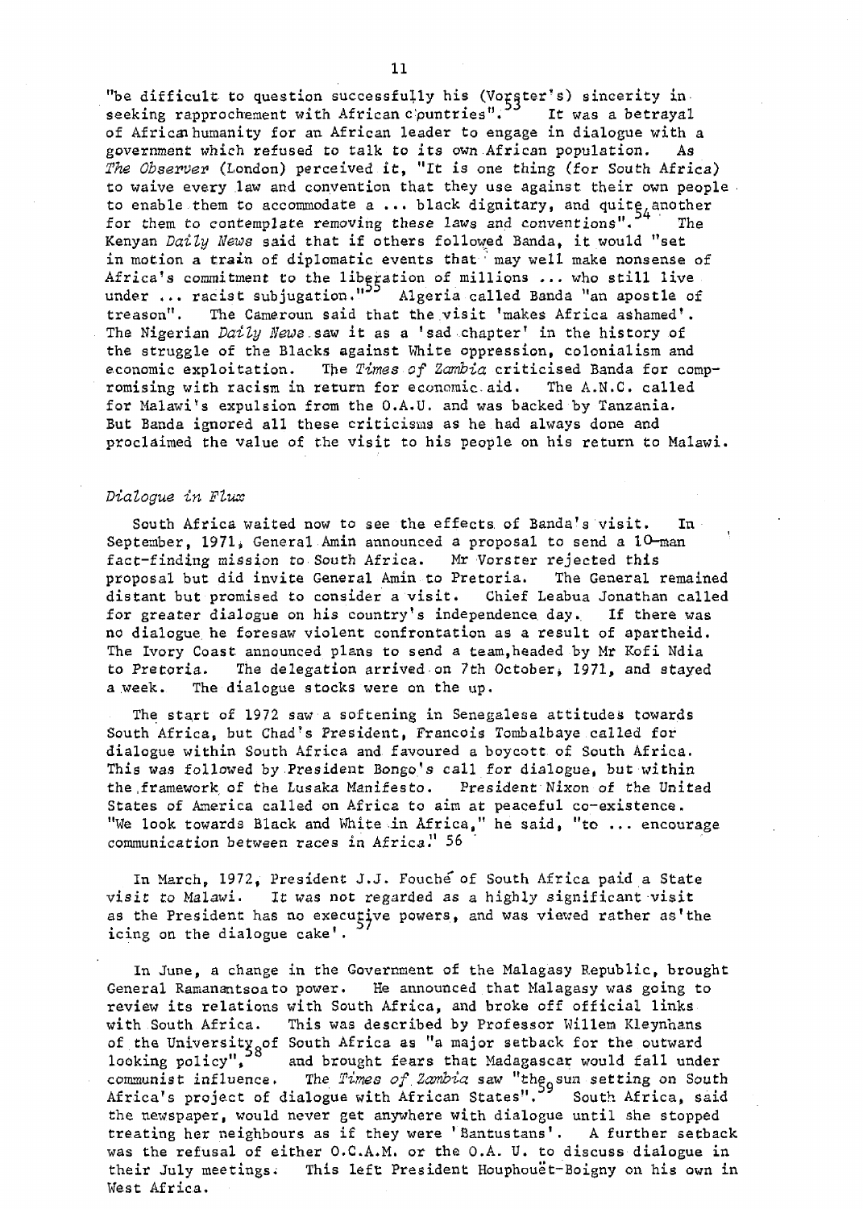"be difficult to question successfully his (Vorster's) sincerity in seeking rapprochement with African countries".[53] It was a betrayal of African humanity for an African leader to engage in dialogue with a government which refused to talk to its own African population. As *The Observer* (London) perceived it, "It is one thing (for South Africa) to waive every law and convention that they use against their own people to enable them to accommodate a ... black dignitary, and quite another for them to contemplate removing these laws and conventions".[54] The Kenyan *Daily News* said that if others followed Banda, it would "set in motion a train of diplomatic events that may well make nonsense of Africa's commitment to the liberation of millions ... who still live under ... racist subjugation."[55] Algeria called Banda "an apostle of treason". The Cameroun said that the visit 'makes Africa ashamed'. The Nigerian *Daily News* saw it as a 'sad chapter' in the history of the struggle of the Blacks against White oppression, colonialism and economic exploitation. The *Times of Zambia* criticised Banda for compromising with racism in return for economic aid. The A.N.C. called for Malawi's expulsion from the O.A.U. and was backed by Tanzania. But Banda ignored all these criticisms as he had always done and proclaimed the value of the visit to his people on his return to Malawi.

### *Dialogue in Flux*

South Africa waited now to see the effects of Banda's visit. In September, 1971, General Amin announced a proposal to send a 10-man fact-finding mission to South Africa. Mr Vorster rejected this proposal but did invite General Amin to Pretoria. The General remained distant but promised to consider a visit. Chief Leabua Jonathan called for greater dialogue on his country's independence day. If there was no dialogue he foresaw violent confrontation as a result of apartheid. The Ivory Coast announced plans to send a team, headed by Mr Kofi Ndia to Pretoria. The delegation arrived on 7th October, 1971, and stayed a week. The dialogue stocks were on the up.

The start of 1972 saw a softening in Senegalese attitudes towards South Africa, but Chad's President, Francois Tombalbaye called for dialogue within South Africa and favoured a boycott of South Africa. This was followed by President Bongo's call for dialogue, but within the framework of the Lusaka Manifesto. President Nixon of the United States of America called on Africa to aim at peaceful co-existence. "We look towards Black and White in Africa," he said, "to ... encourage communication between races in Africa." 56

In March, 1972, President J.J. Fouché of South Africa paid a State visit to Malawi. It was not regarded as a highly significant visit as the President has no executive powers, and was viewed rather as 'the icing on the dialogue cake'.[57]

In June, a change in the Government of the Malagasy Republic, brought General Ramanantsoa to power. He announced that Malagasy was going to review its relations with South Africa, and broke off official links with South Africa. This was described by Professor Willem Kleynhans of the University of South Africa as "a major setback for the outward looking policy",[58] and brought fears that Madagascar would fall under communist influence. The *Times of Zambia* saw "the sun setting on South Africa's project of dialogue with African States".[59] South Africa, said the newspaper, would never get anywhere with dialogue until she stopped treating her neighbours as if they were 'Bantustans'. A further setback was the refusal of either O.C.A.M. or the O.A.U. to discuss dialogue in their July meetings. This left President Houphouët-Boigny on his own in West Africa.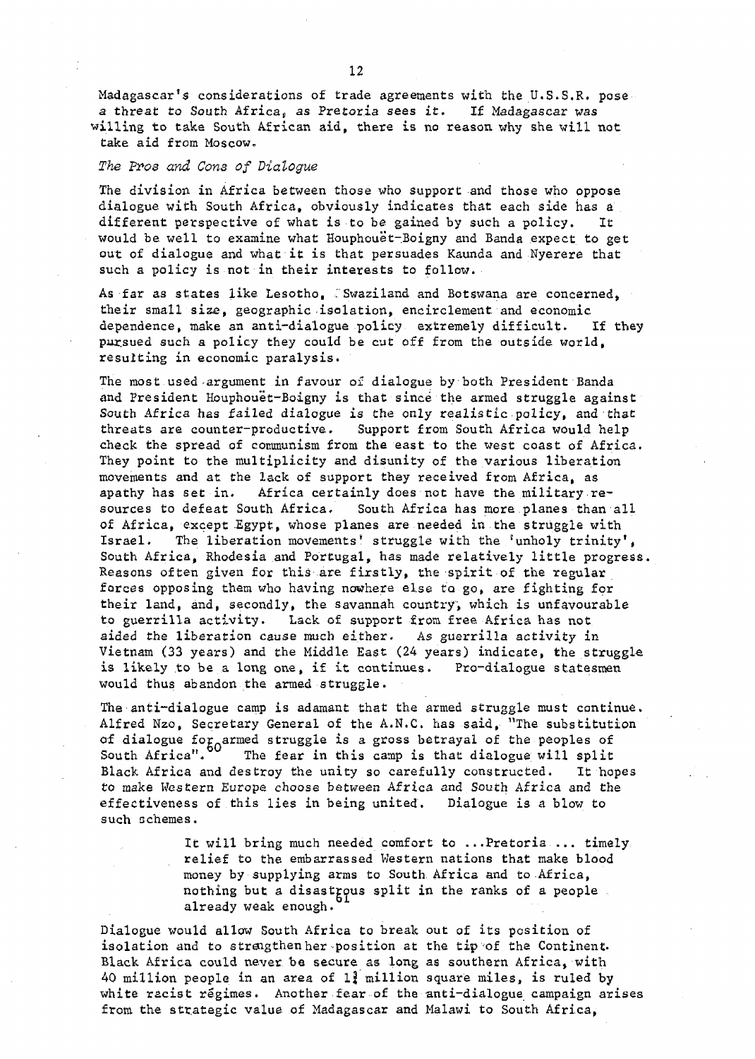Madagascar's considerations of trade agreements with the U.S.S.R. pose a threat to South Africa, as Pretoria sees it. If Madagascar was willing to take South African aid, there is no reason why she will not take aid from Moscow.

*The Pros and Cons of Dialogue*

The division in Africa between those who support and those who oppose dialogue with South Africa, obviously indicates that each side has a different perspective of what is to be gained by such a policy. It would be well to examine what Houphouët-Boigny and Banda expect to get out of dialogue and what it is that persuades Kaunda and Nyerere that such a policy is not in their interests to follow.

As far as states like Lesotho, Swaziland and Botswana are concerned, their small size, geographic isolation, encirclement and economic dependence, make an anti-dialogue policy extremely difficult. If they pursued such a policy they could be cut off from the outside world, resulting in economic paralysis.

The most used argument in favour of dialogue by both President Banda and President Houphouët-Boigny is that since the armed struggle against South Africa has failed dialogue is the only realistic policy, and that threats are counter-productive. Support from South Africa would help check the spread of communism from the east to the west coast of Africa. They point to the multiplicity and disunity of the various liberation movements and at the lack of support they received from Africa, as apathy has set in. Africa certainly does not have the military resources to defeat South Africa. South Africa has more planes than all of Africa, except Egypt, whose planes are needed in the struggle with Israel. The liberation movements' struggle with the 'unholy trinity', South Africa, Rhodesia and Portugal, has made relatively little progress. Reasons often given for this are firstly, the spirit of the regular forces opposing them who having nowhere else to go, are fighting for their land, and, secondly, the savannah country, which is unfavourable to guerrilla activity. Lack of support from free Africa has not aided the liberation cause much either. As guerrilla activity in Vietnam (33 years) and the Middle East (24 years) indicate, the struggle is likely to be a long one, if it continues. Pro-dialogue statesmen would thus abandon the armed struggle.

The anti-dialogue camp is adamant that the armed struggle must continue. Alfred Nzo, Secretary General of the A.N.C. has said, "The substitution of dialogue for armed struggle is a gross betrayal of the peoples of South Africa".[60] The fear in this camp is that dialogue will split Black Africa and destroy the unity so carefully constructed. It hopes to make Western Europe choose between Africa and South Africa and the effectiveness of this lies in being united. Dialogue is a blow to such schemes.

> It will bring much needed comfort to ...Pretoria ... timely relief to the embarrassed Western nations that make blood money by supplying arms to South Africa and to Africa, nothing but a disastrous split in the ranks of a people already weak enough.[61]

Dialogue would allow South Africa to break out of its position of isolation and to strengthen her position at the tip of the Continent. Black Africa could never be secure as long as southern Africa, with 40 million people in an area of 1¾ million square miles, is ruled by white racist régimes. Another fear of the anti-dialogue campaign arises from the strategic value of Madagascar and Malawi to South Africa,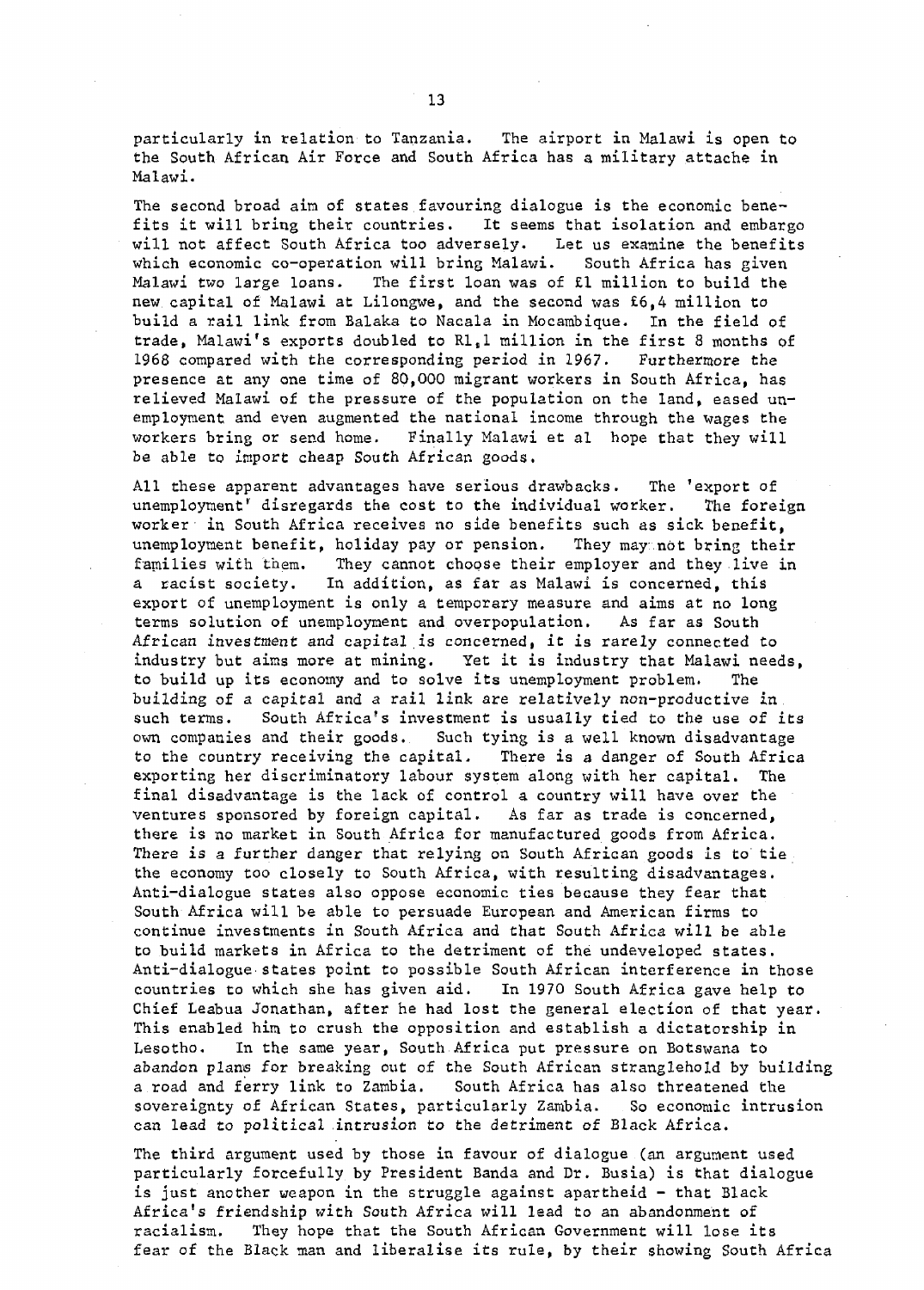particularly in relation to Tanzania. The airport in Malawi is open to the South African Air Force and South Africa has a military attache in Malawi.

The second broad aim of states favouring dialogue is the economic benefits it will bring their countries. It seems that isolation and embargo will not affect South Africa too adversely. Let us examine the benefits which economic co-operation will bring Malawi. South Africa has given Malawi two large loans. The first loan was of £1 million to build the new capital of Malawi at Lilongwe, and the second was £6,4 million to build a rail link from Balaka to Nacala in Mocambique. In the field of trade, Malawi's exports doubled to R1,1 million in the first 8 months of 1968 compared with the corresponding period in 1967. Furthermore the presence at any one time of 80,000 migrant workers in South Africa, has relieved Malawi of the pressure of the population on the land, eased unemployment and even augmented the national income through the wages the workers bring or send home. Finally Malawi et al hope that they will be able to import cheap South African goods.

All these apparent advantages have serious drawbacks. The 'export of unemployment' disregards the cost to the individual worker. The foreign worker in South Africa receives no side benefits such as sick benefit, unemployment benefit, holiday pay or pension. They may not bring their families with them. They cannot choose their employer and they live in a racist society. In addition, as far as Malawi is concerned, this export of unemployment is only a temporary measure and aims at no long terms solution of unemployment and overpopulation. As far as South African investment and capital is concerned, it is rarely connected to industry but aims more at mining. Yet it is industry that Malawi needs, to build up its economy and to solve its unemployment problem. The building of a capital and a rail link are relatively non-productive in such terms. South Africa's investment is usually tied to the use of its own companies and their goods. Such tying is a well known disadvantage to the country receiving the capital. There is a danger of South Africa exporting her discriminatory labour system along with her capital. The final disadvantage is the lack of control a country will have over the ventures sponsored by foreign capital. As far as trade is concerned, there is no market in South Africa for manufactured goods from Africa. There is a further danger that relying on South African goods is to tie the economy too closely to South Africa, with resulting disadvantages. Anti-dialogue states also oppose economic ties because they fear that South Africa will be able to persuade European and American firms to continue investments in South Africa and that South Africa will be able to build markets in Africa to the detriment of the undeveloped states. Anti-dialogue states point to possible South African interference in those countries to which she has given aid. In 1970 South Africa gave help to Chief Leabua Jonathan, after he had lost the general election of that year. This enabled him to crush the opposition and establish a dictatorship in Lesotho. In the same year, South Africa put pressure on Botswana to abandon plans for breaking out of the South African stranglehold by building a road and ferry link to Zambia. South Africa has also threatened the sovereignty of African States, particularly Zambia. So economic intrusion can lead to political intrusion to the detriment of Black Africa.

The third argument used by those in favour of dialogue (an argument used particularly forcefully by President Banda and Dr. Busia) is that dialogue is just another weapon in the struggle against apartheid - that Black Africa's friendship with South Africa will lead to an abandonment of racialism. They hope that the South African Government will lose its fear of the Black man and liberalise its rule, by their showing South Africa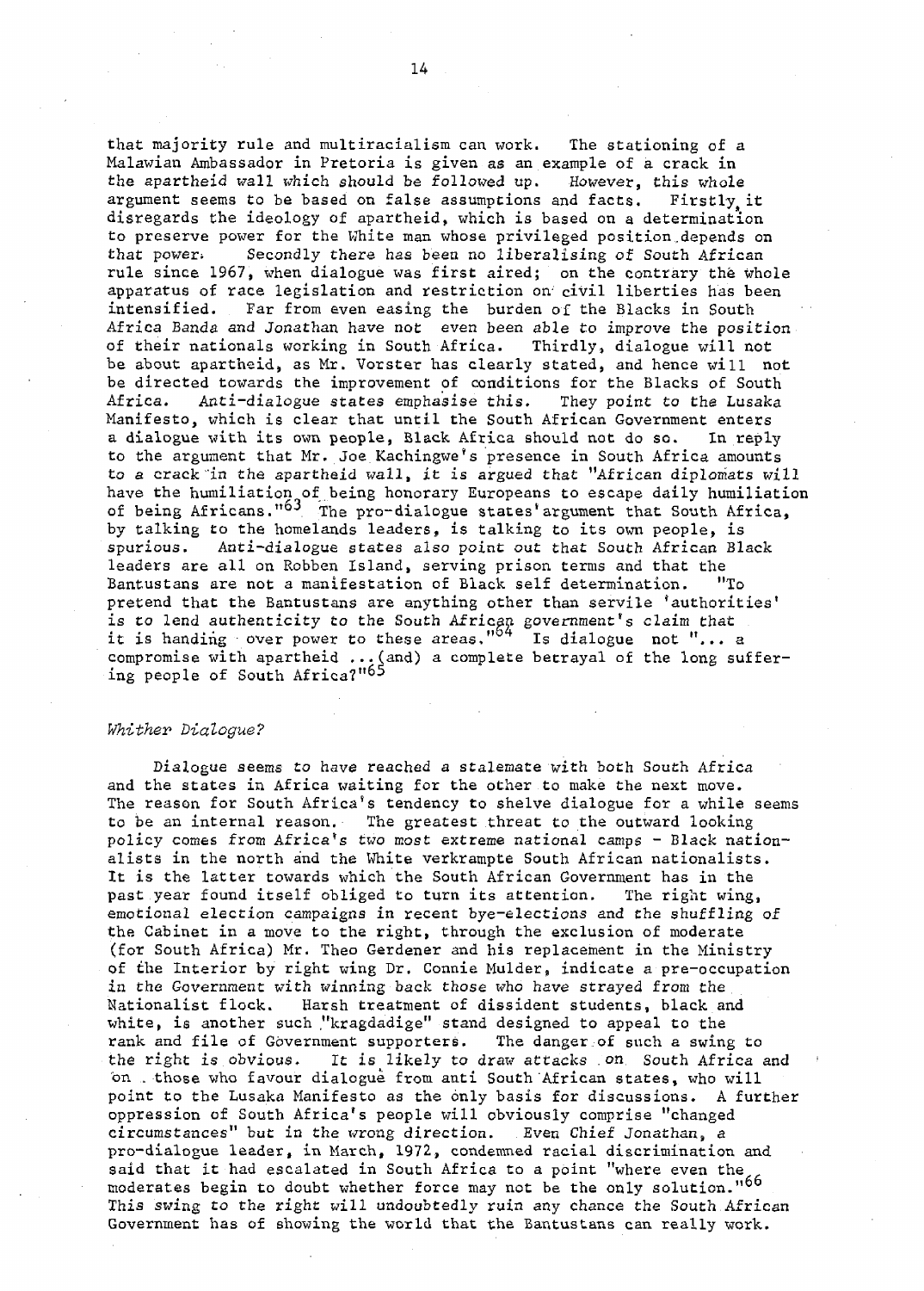that majority rule and multiracialism can work. The stationing of a Malawian Ambassador in Pretoria is given as an example of a crack in the apartheid wall which should be followed up. However, this whole argument seems to be based on false assumptions and facts. Firstly, it disregards the ideology of apartheid, which is based on a determination to preserve power for the White man whose privileged position depends on that power. Secondly there has been no liberalising of South African rule since 1967, when dialogue was first aired; on the contrary the whole apparatus of race legislation and restriction on civil liberties has been intensified. Far from even easing the burden of the Blacks in South Africa Banda and Jonathan have not even been able to improve the position of their nationals working in South Africa. Thirdly, dialogue will not be about apartheid, as Mr. Vorster has clearly stated, and hence will not be directed towards the improvement of conditions for the Blacks of South Africa. Anti-dialogue states emphasise this. They point to the Lusaka Manifesto, which is clear that until the South African Government enters a dialogue with its own people, Black Africa should not do so. In reply to the argument that Mr. Joe Kachingwe's presence in South Africa amounts to a crack in the apartheid wall, it is argued that "African diplomats will have the humiliation of being honorary Europeans to escape daily humiliation of being Africans."[63] The pro-dialogue states' argument that South Africa, by talking to the homelands leaders, is talking to its own people, is spurious. Anti-dialogue states also point out that South African Black leaders are all on Robben Island, serving prison terms and that the Bantustans are not a manifestation of Black self determination. "To pretend that the Bantustans are anything other than servile 'authorities' is to lend authenticity to the South African government's claim that it is handing over power to these areas."[64] Is dialogue not "... a compromise with apartheid ...(and) a complete betrayal of the long suffering people of South Africa?"[65]

### *Whither Dialogue?*

Dialogue seems to have reached a stalemate with both South Africa and the states in Africa waiting for the other to make the next move. The reason for South Africa's tendency to shelve dialogue for a while seems to be an internal reason. The greatest threat to the outward looking policy comes from Africa's two most extreme national camps - Black nationalists in the north and the White verkrampte South African nationalists. It is the latter towards which the South African Government has in the past year found itself obliged to turn its attention. The right wing, emotional election campaigns in recent bye-elections and the shuffling of the Cabinet in a move to the right, through the exclusion of moderate (for South Africa) Mr. Theo Gerdener and his replacement in the Ministry of the Interior by right wing Dr. Connie Mulder, indicate a pre-occupation in the Government with winning back those who have strayed from the Nationalist flock. Harsh treatment of dissident students, black and white, is another such "kragdadige" stand designed to appeal to the rank and file of Government supporters. The danger of such a swing to the right is obvious. It is likely to draw attacks on South Africa and on those who favour dialogue from anti South African states, who will point to the Lusaka Manifesto as the only basis for discussions. A further oppression of South Africa's people will obviously comprise "changed circumstances" but in the wrong direction. Even Chief Jonathan, a pro-dialogue leader, in March, 1972, condemned racial discrimination and said that it had escalated in South Africa to a point "where even the moderates begin to doubt whether force may not be the only solution."[66] This swing to the right will undoubtedly ruin any chance the South African Government has of showing the world that the Bantustans can really work.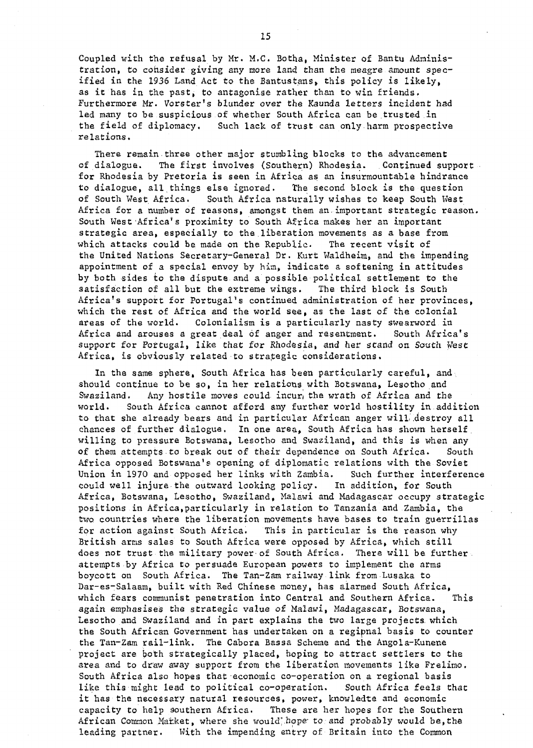Coupled with the refusal by Mr. M.C. Botha, Minister of Bantu Administration, to consider giving any more land than the meagre amount specified in the 1936 Land Act to the Bantustans, this policy is likely, as it has in the past, to antagonise rather than to win friends. Furthermore Mr. Vorster's blunder over the Kaunda letters incident had led many to be suspicious of whether South Africa can be trusted in the field of diplomacy. Such lack of trust can only harm prospective relations.

There remain three other major stumbling blocks to the advancement of dialogue. The first involves (Southern) Rhodesia. Continued support for Rhodesia by Pretoria is seen in Africa as an insurmountable hindrance to dialogue, all things else ignored. The second block is the question of South West Africa. South Africa naturally wishes to keep South West Africa for a number of reasons, amongst them an important strategic reason. South West Africa's proximity to South Africa makes her an important strategic area, especially to the liberation movements as a base from which attacks could be made on the Republic. The recent visit of the United Nations Secretary-General Dr. Kurt Waldheim, and the impending appointment of a special envoy by him, indicate a softening in attitudes by both sides to the dispute and a possible political settlement to the satisfaction of all but the extreme wings. The third block is South Africa's support for Portugal's continued administration of her provinces, which the rest of Africa and the world see, as the last of the colonial areas of the world. Colonialism is a particularly nasty swearword in Africa and arouses a great deal of anger and resentment. South Africa's support for Portugal, like that for Rhodesia, and her stand on South West Africa, is obviously related to strategic considerations.

In the same sphere, South Africa has been particularly careful, and should continue to be so, in her relations with Botswana, Lesotho and Swaziland. Any hostile moves could incur the wrath of Africa and the world. South Africa cannot afford any further world hostility in addition to that she already bears and in particular African anger will destroy all chances of further dialogue. In one area, South Africa has shown herself willing to pressure Botswana, Lesotho and Swaziland, and this is when any of them attempts to break out of their dependence on South Africa. South Africa opposed Botswana's opening of diplomatic relations with the Soviet Union in 1970 and opposed her links with Zambia. Such further interference could well injure the outward looking policy. In addition, for South Africa, Botswana, Lesotho, Swaziland, Malawi and Madagascar occupy strategic positions in Africa, particularly in relation to Tanzania and Zambia, the two countries where the liberation movements have bases to train guerrillas for action against South Africa. This in particular is the reason why British arms sales to South Africa were opposed by Africa, which still does not trust the military power of South Africa. There will be further attempts by Africa to persuade European powers to implement the arms boycott on South Africa. The Tan-Zam railway link from Lusaka to Dar-es-Salaam, built with Red Chinese money, has alarmed South Africa, which fears communist penetration into Central and Southern Africa. This again emphasises the strategic value of Malawi, Madagascar, Botswana, Lesotho and Swaziland and in part explains the two large projects which the South African Government has undertaken on a regional basis to counter the Tan-Zam rail-link. The Cabora Bassa Scheme and the Angola-Kunene project are both strategically placed, hoping to attract settlers to the area and to draw away support from the liberation movements like Frelimo. South Africa also hopes that economic co-operation on a regional basis like this might lead to political co-operation. South Africa feels that it has the necessary natural resources, power, knowledte and economic capacity to help southern Africa. These are her hopes for the Southern African Common Market, where she would hope to and probably would be, the leading partner. With the impending entry of Britain into the Common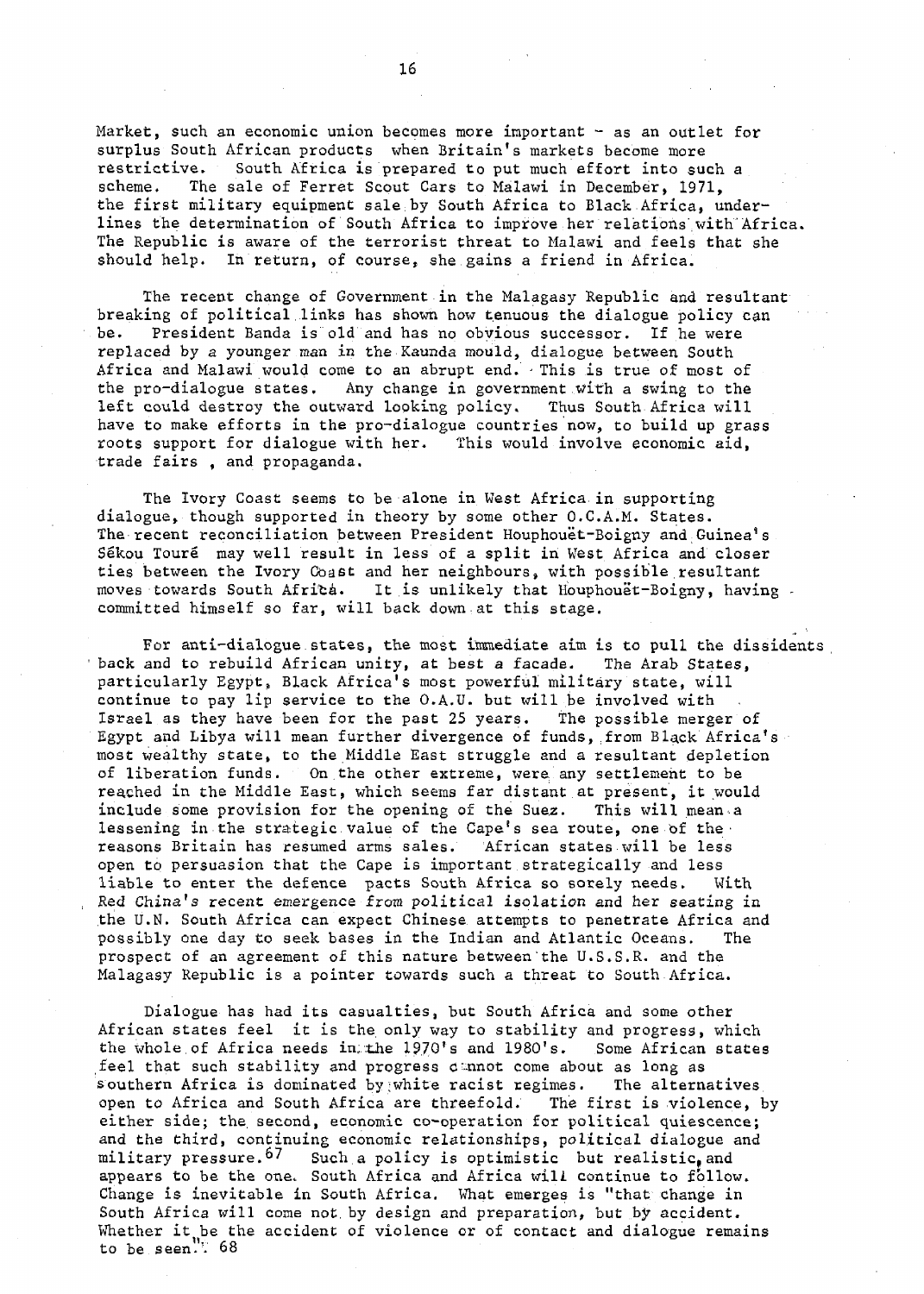Market, such an economic union becomes more important - as an outlet for surplus South African products when Britain's markets become more restrictive. South Africa is prepared to put much effort into such a scheme. The sale of Ferret Scout Cars to Malawi in December, 1971, the first military equipment sale by South Africa to Black Africa, underlines the determination of South Africa to improve her relations with Africa. The Republic is aware of the terrorist threat to Malawi and feels that she should help. In return, of course, she gains a friend in Africa.

The recent change of Government in the Malagasy Republic and resultant breaking of political links has shown how tenuous the dialogue policy can be. President Banda is old and has no obvious successor. If he were replaced by a younger man in the Kaunda mould, dialogue between South Africa and Malawi would come to an abrupt end. This is true of most of the pro-dialogue states. Any change in government with a swing to the left could destroy the outward looking policy. Thus South Africa will have to make efforts in the pro-dialogue countries now, to build up grass roots support for dialogue with her. This would involve economic aid, trade fairs , and propaganda.

The Ivory Coast seems to be alone in West Africa in supporting dialogue, though supported in theory by some other O.C.A.M. States. The recent reconciliation between President Houphouët-Boigny and Guinea's Sékou Touré may well result in less of a split in West Africa and closer ties between the Ivory Coast and her neighbours, with possible resultant moves towards South Africa. It is unlikely that Houphouët-Boigny, having committed himself so far, will back down at this stage.

For anti-dialogue states, the most immediate aim is to pull the dissidents back and to rebuild African unity, at best a facade. The Arab States, particularly Egypt, Black Africa's most powerful military state, will continue to pay lip service to the O.A.U. but will be involved with Israel as they have been for the past 25 years. The possible merger of Egypt and Libya will mean further divergence of funds, from Black Africa's most wealthy state, to the Middle East struggle and a resultant depletion of liberation funds. On the other extreme, were any settlement to be reached in the Middle East, which seems far distant at present, it would include some provision for the opening of the Suez. This will mean a lessening in the strategic value of the Cape's sea route, one of the reasons Britain has resumed arms sales. African states will be less open to persuasion that the Cape is important strategically and less liable to enter the defence pacts South Africa so sorely needs. With Red China's recent emergence from political isolation and her seating in the U.N. South Africa can expect Chinese attempts to penetrate Africa and possibly one day to seek bases in the Indian and Atlantic Oceans. The prospect of an agreement of this nature between the U.S.S.R. and the Malagasy Republic is a pointer towards such a threat to South Africa.

Dialogue has had its casualties, but South Africa and some other African states feel it is the only way to stability and progress, which the whole of Africa needs in the 1970's and 1980's. Some African states feel that such stability and progress cannot come about as long as southern Africa is dominated by white racist regimes. The alternatives open to Africa and South Africa are threefold. The first is violence, by either side; the second, economic co-operation for political quiescence; and the third, continuing economic relationships, political dialogue and military pressure.[67] Such a policy is optimistic but realistic, and appears to be the one South Africa and Africa will continue to follow. Change is inevitable in South Africa. What emerges is "that change in South Africa will come not by design and preparation, but by accident. Whether it be the accident of violence or of contact and dialogue remains to be seen." [68]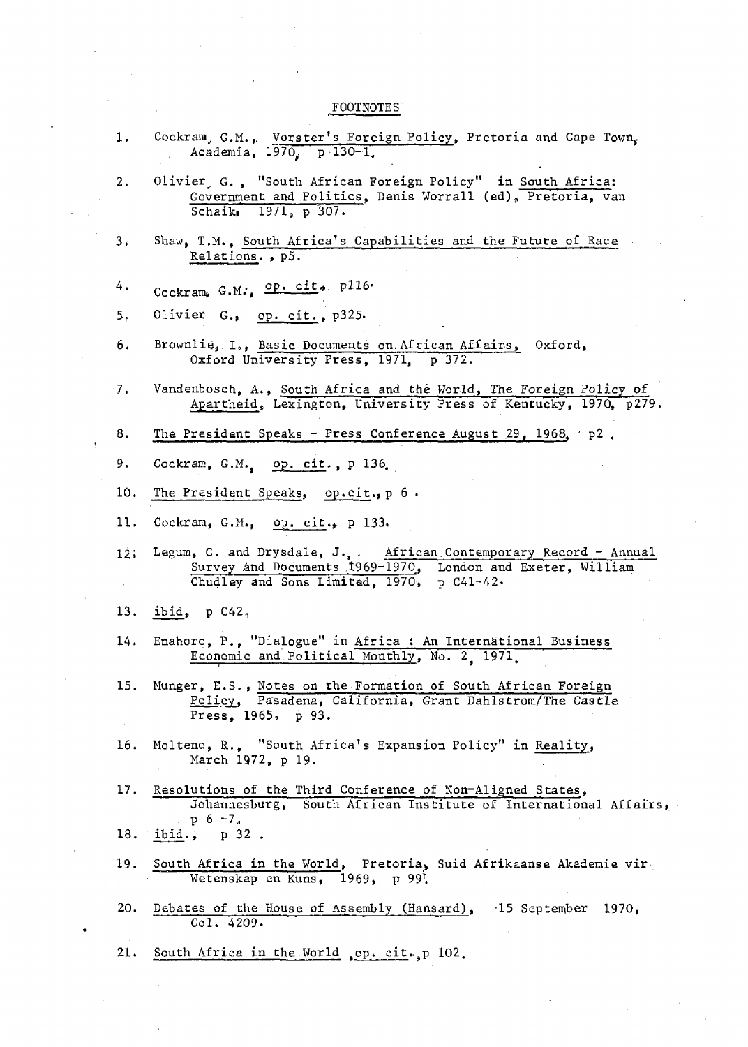# FOOTNOTES

1. Cockram, G.M., Vorster's Foreign Policy, Pretoria and Cape Town, Academia, 1970, p 130-1.

2. Olivier, G., "South African Foreign Policy" in South Africa: Government and Politics, Denis Worrall (ed), Pretoria, van Schaik, 1971, p 307.

3. Shaw, T.M., South Africa's Capabilities and the Future of Race Relations., p5.

4. Cockram, G.M., op. cit., p116.

5. Olivier G., op. cit., p325.

6. Brownlie, I., Basic Documents on African Affairs, Oxford, Oxford University Press, 1971, p 372.

7. Vandenbosch, A., South Africa and the World, The Foreign Policy of Apartheid, Lexington, University Press of Kentucky, 1970, p279.

8. The President Speaks - Press Conference August 29, 1968, p2.

9. Cockram, G.M., op. cit., p 136.

10. The President Speaks, op.cit., p 6.

11. Cockram, G.M., op. cit., p 133.

12. Legum, C. and Drysdale, J., African Contemporary Record - Annual Survey And Documents 1969-1970, London and Exeter, William Chudley and Sons Limited, 1970, p C41-42.

13. ibid, p C42.

14. Enahoro, P., "Dialogue" in Africa : An International Business Economic and Political Monthly, No. 2, 1971.

15. Munger, E.S., Notes on the Formation of South African Foreign Policy, Pasadena, California, Grant Dahlstrom/The Castle Press, 1965, p 93.

16. Molteno, R., "South Africa's Expansion Policy" in Reality, March 1972, p 19.

17. Resolutions of the Third Conference of Non-Aligned States, Johannesburg, South African Institute of International Affairs, p 6-7.

18. ibid., p 32.

19. South Africa in the World, Pretoria, Suid Afrikaanse Akademie vir Wetenskap en Kuns, 1969, p 99.

20. Debates of the House of Assembly (Hansard), 15 September 1970, Col. 4209.

21. South Africa in the World, op. cit., p 102.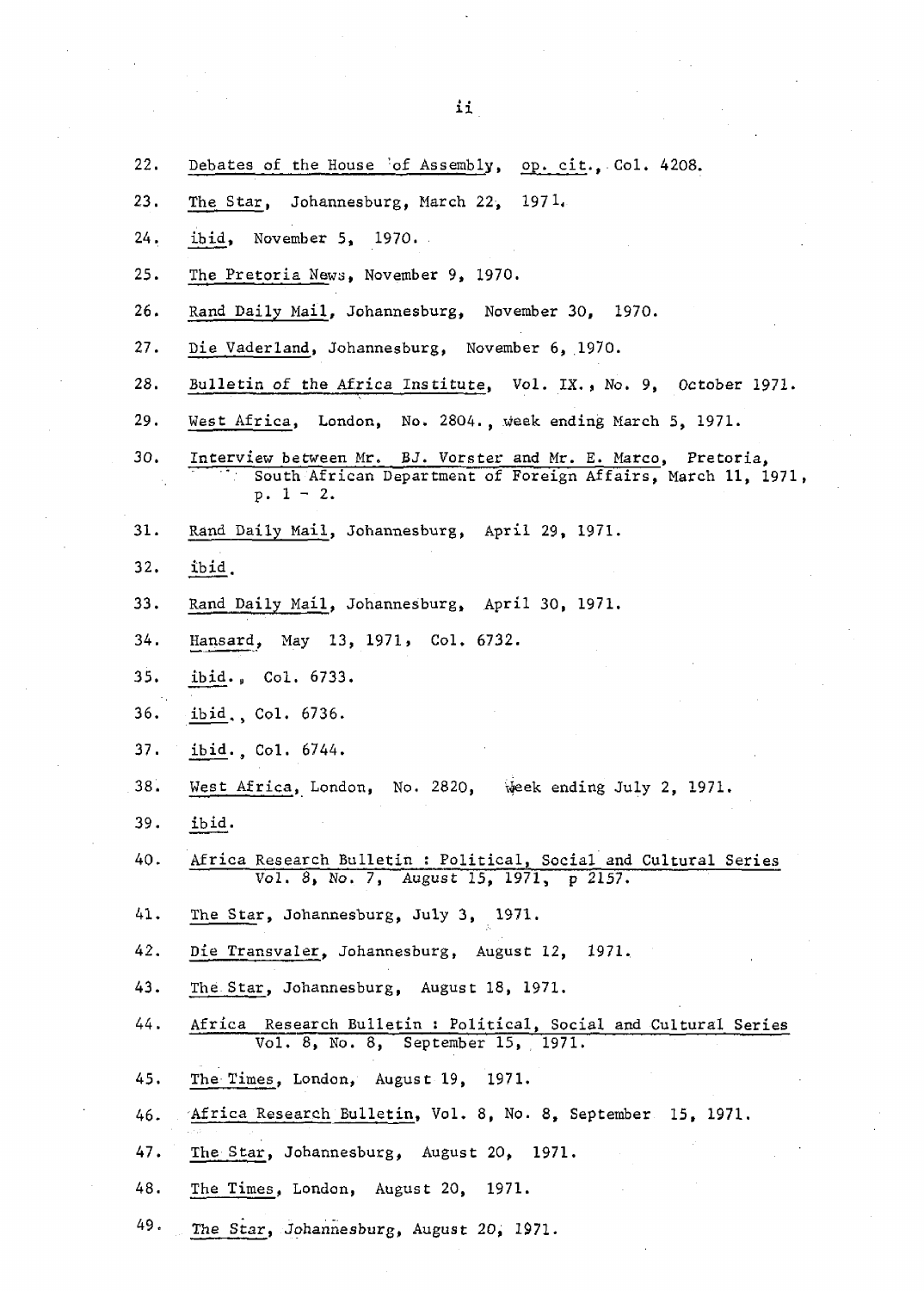22. Debates of the House of Assembly, op. cit., Col. 4208.

23. The Star, Johannesburg, March 22, 1971.

24. ibid, November 5, 1970.

25. The Pretoria News, November 9, 1970.

26. Rand Daily Mail, Johannesburg, November 30, 1970.

27. Die Vaderland, Johannesburg, November 6, 1970.

28. Bulletin of the Africa Institute, Vol. IX., No. 9, October 1971.

29. West Africa, London, No. 2804., week ending March 5, 1971.

30. Interview between Mr. BJ. Vorster and Mr. E. Marco, Pretoria, South African Department of Foreign Affairs, March 11, 1971, p. 1 - 2.

31. Rand Daily Mail, Johannesburg, April 29, 1971.

32. ibid.

33. Rand Daily Mail, Johannesburg, April 30, 1971.

34. Hansard, May 13, 1971, Col. 6732.

35. ibid., Col. 6733.

36. ibid., Col. 6736.

37. ibid., Col. 6744.

38. West Africa, London, No. 2820, week ending July 2, 1971.

39. ibid.

40. Africa Research Bulletin : Political, Social and Cultural Series Vol. 8, No. 7, August 15, 1971, p 2157.

41. The Star, Johannesburg, July 3, 1971.

42. Die Transvaler, Johannesburg, August 12, 1971.

43. The Star, Johannesburg, August 18, 1971.

44. Africa Research Bulletin : Political, Social and Cultural Series Vol. 8, No. 8, September 15, 1971.

45. The Times, London, August 19, 1971.

46. Africa Research Bulletin, Vol. 8, No. 8, September 15, 1971.

47. The Star, Johannesburg, August 20, 1971.

48. The Times, London, August 20, 1971.

49. The Star, Johannesburg, August 20, 1971.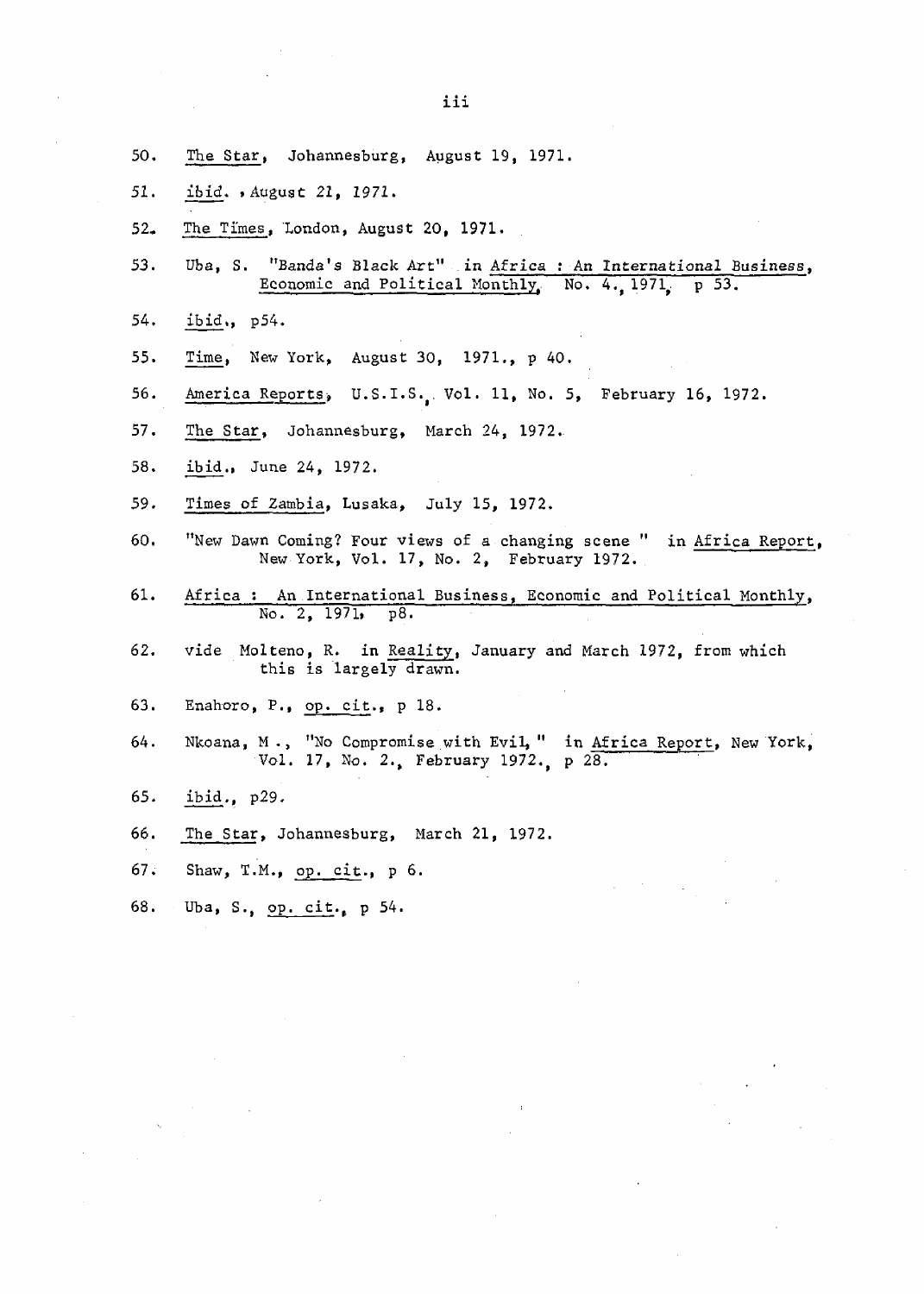50. The Star, Johannesburg, August 19, 1971.

51. ibid., August 21, 1971.

52. The Times, London, August 20, 1971.

53. Uba, S. "Banda's Black Art" in Africa : An International Business, Economic and Political Monthly, No. 4., 1971, p 53.

54. ibid., p54.

55. Time, New York, August 30, 1971., p 40.

56. America Reports, U.S.I.S., Vol. 11, No. 5, February 16, 1972.

57. The Star, Johannesburg, March 24, 1972.

58. ibid., June 24, 1972.

59. Times of Zambia, Lusaka, July 15, 1972.

60. "New Dawn Coming? Four views of a changing scene " in Africa Report, New York, Vol. 17, No. 2, February 1972.

61. Africa : An International Business, Economic and Political Monthly, No. 2, 1971, p8.

62. vide Molteno, R. in Reality, January and March 1972, from which this is largely drawn.

63. Enahoro, P., op. cit., p 18.

64. Nkoana, M., "No Compromise with Evil," in Africa Report, New York, Vol. 17, No. 2., February 1972., p 28.

65. ibid., p29.

66. The Star, Johannesburg, March 21, 1972.

67. Shaw, T.M., op. cit., p 6.

68. Uba, S., op. cit., p 54.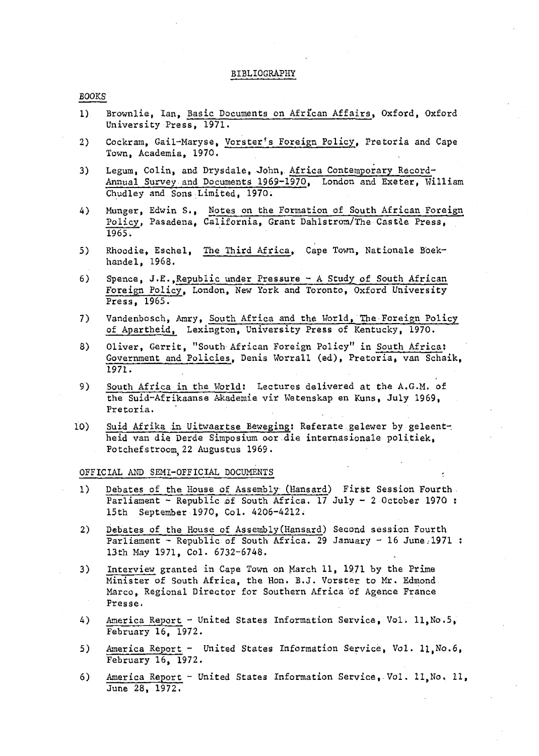# BIBLIOGRAPHY

*BOOKS*

1) Brownlie, Ian, Basic Documents on African Affairs, Oxford, Oxford University Press, 1971.

2) Cockram, Gail-Maryse, Vorster's Foreign Policy, Pretoria and Cape Town, Academia, 1970.

3) Legum, Colin, and Drysdale, John, Africa Contemporary Record-Annual Survey and Documents 1969-1970, London and Exeter, William Chudley and Sons Limited, 1970.

4) Munger, Edwin S., Notes on the Formation of South African Foreign Policy, Pasadena, California, Grant Dahlstrom/The Castle Press, 1965.

5) Rhoodie, Eschel, The Third Africa, Cape Town, Nationale Boekhandel, 1968.

6) Spence, J.E., Republic under Pressure - A Study of South African Foreign Policy, London, New York and Toronto, Oxford University Press, 1965.

7) Vandenbosch, Amry, South Africa and the World, The Foreign Policy of Apartheid, Lexington, University Press of Kentucky, 1970.

8) Oliver, Gerrit, "South African Foreign Policy" in South Africa: Government and Policies, Denis Worrall (ed), Pretoria, van Schaik, 1971.

9) South Africa in the World: Lectures delivered at the A.G.M. of the Suid-Afrikaanse Akademie vir Wetenskap en Kuns, July 1969, Pretoria.

10) Suid Afrika in Uitwaartse Beweging: Referate gelewer by geleentheid van die Derde Simposium oor die internasionale politiek, Potchefstroom, 22 Augustus 1969.

OFFICIAL AND SEMI-OFFICIAL DOCUMENTS

1) Debates of the House of Assembly (Hansard) First Session Fourth Parliament - Republic of South Africa. 17 July - 2 October 1970 : 15th September 1970, Col. 4206-4212.

2) Debates of the House of Assembly(Hansard) Second session Fourth Parliament - Republic of South Africa. 29 January - 16 June 1971 : 13th May 1971, Col. 6732-6748.

3) Interview granted in Cape Town on March 11, 1971 by the Prime Minister of South Africa, the Hon. B.J. Vorster to Mr. Edmond Marco, Regional Director for Southern Africa of Agence France Presse.

4) America Report - United States Information Service, Vol. 11, No.5, February 16, 1972.

5) America Report - United States Information Service, Vol. 11, No.6, February 16, 1972.

6) America Report - United States Information Service, Vol. 11, No. 11, June 28, 1972.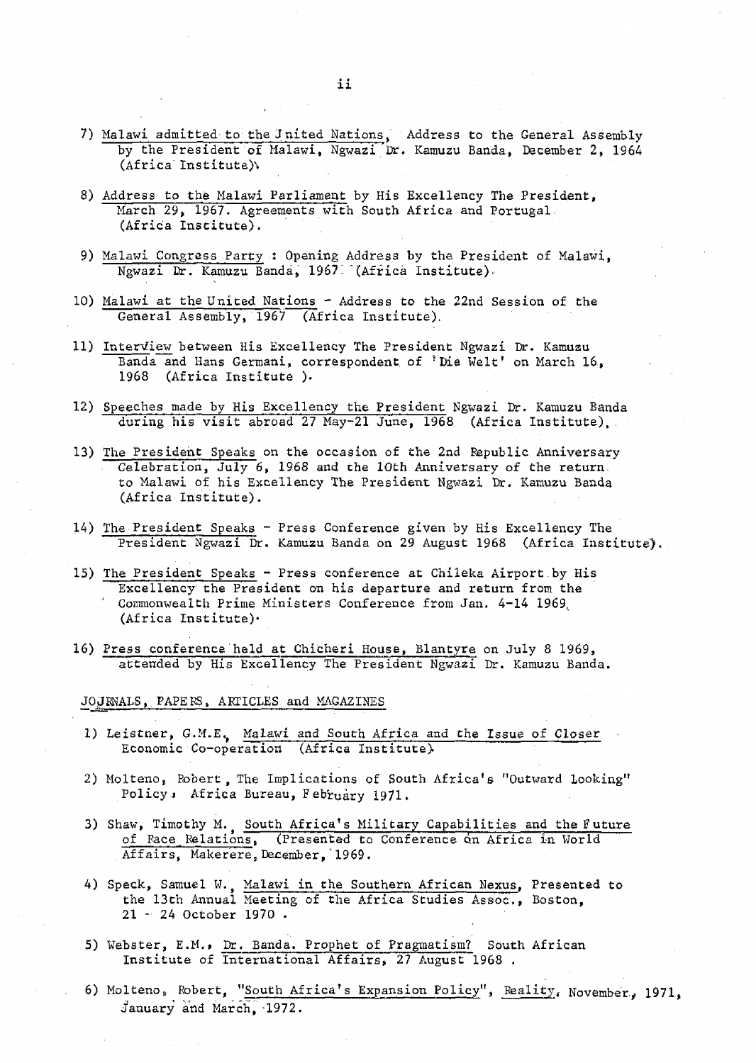7) Malawi admitted to the United Nations, Address to the General Assembly by the President of Malawi, Ngwazi Dr. Kamuzu Banda, December 2, 1964 (Africa Institute).

8) Address to the Malawi Parliament by His Excellency The President, March 29, 1967. Agreements with South Africa and Portugal (Africa Institute).

9) Malawi Congress Party : Opening Address by the President of Malawi, Ngwazi Dr. Kamuzu Banda, 1967. (Africa Institute).

10) Malawi at the United Nations - Address to the 22nd Session of the General Assembly, 1967 (Africa Institute).

11) Interview between His Excellency The President Ngwazi Dr. Kamuzu Banda and Hans Germani, correspondent of 'Die Welt' on March 16, 1968 (Africa Institute ).

12) Speeches made by His Excellency the President Ngwazi Dr. Kamuzu Banda during his visit abroad 27 May-21 June, 1968 (Africa Institute).

13) The President Speaks on the occasion of the 2nd Republic Anniversary Celebration, July 6, 1968 and the 10th Anniversary of the return to Malawi of his Excellency The President Ngwazi Dr. Kamuzu Banda (Africa Institute).

14) The President Speaks - Press Conference given by His Excellency The President Ngwazi Dr. Kamuzu Banda on 29 August 1968 (Africa Institute).

15) The President Speaks - Press conference at Chileka Airport by His Excellency the President on his departure and return from the Commonwealth Prime Ministers Conference from Jan. 4-14 1969 (Africa Institute).

16) Press conference held at Chicheri House, Blantyre on July 8 1969, attended by His Excellency The President Ngwazi Dr. Kamuzu Banda.

JOURNALS, PAPERS, ARTICLES and MAGAZINES

1) Leistner, G.M.E., Malawi and South Africa and the Issue of Closer Economic Co-operation (Africa Institute).

2) Molteno, Robert, The Implications of South Africa's "Outward Looking" Policy, Africa Bureau, February 1971.

3) Shaw, Timothy M., South Africa's Military Capabilities and the Future of Race Relations, (Presented to Conference on Africa in World Affairs, Makerere, December, 1969.

4) Speck, Samuel W., Malawi in the Southern African Nexus, Presented to the 13th Annual Meeting of the Africa Studies Assoc., Boston, 21 - 24 October 1970 .

5) Webster, E.M., Dr. Banda. Prophet of Pragmatism? South African Institute of International Affairs, 27 August 1968 .

6) Molteno, Robert, "South Africa's Expansion Policy", Reality, November, 1971, January and March, 1972.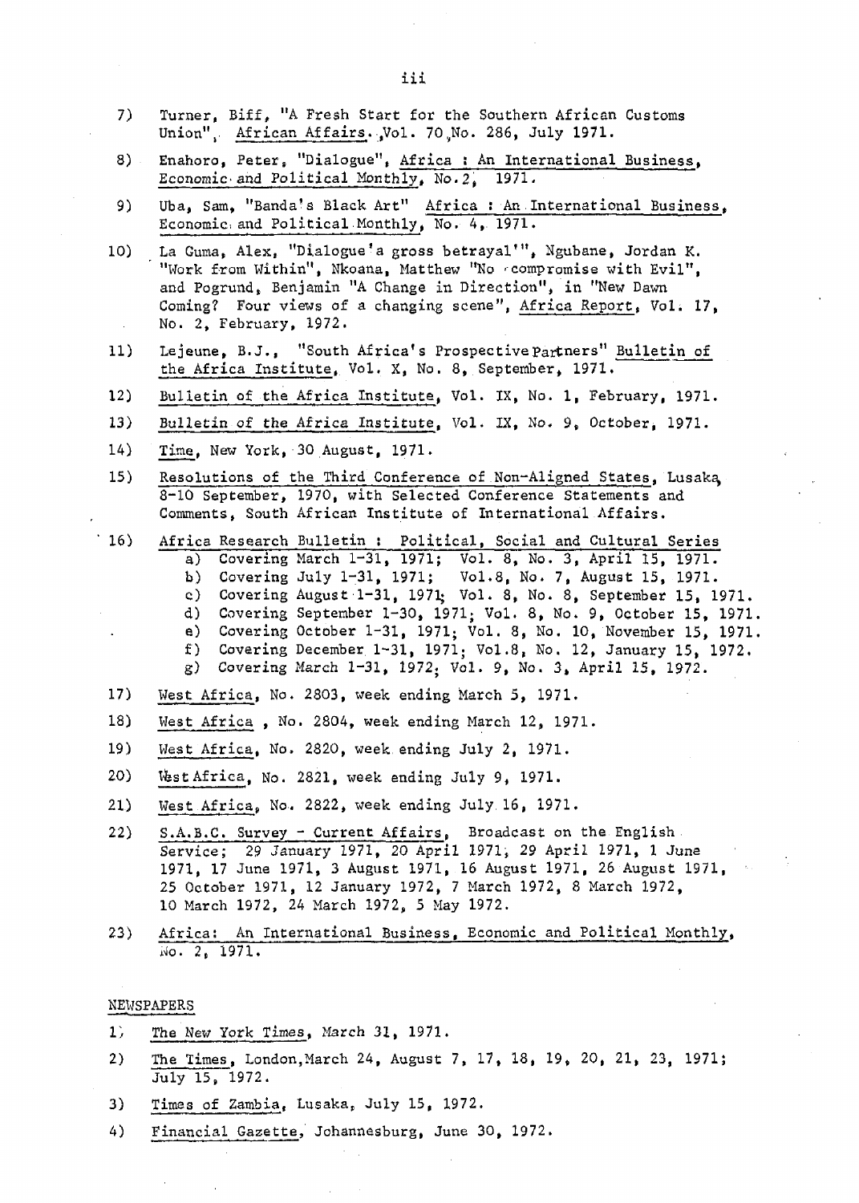7) Turner, Biff, "A Fresh Start for the Southern African Customs Union", African Affairs, Vol. 70, No. 286, July 1971.

8) Enahoro, Peter, "Dialogue", Africa : An International Business, Economic and Political Monthly, No. 2, 1971.

9) Uba, Sam, "Banda's Black Art" Africa : An International Business, Economic and Political Monthly, No. 4, 1971.

10) La Guma, Alex, "Dialogue'a gross betrayal'", Ngubane, Jordan K. "Work from Within", Nkoana, Matthew "No compromise with Evil", and Pogrund, Benjamin "A Change in Direction", in "New Dawn Coming? Four views of a changing scene", Africa Report, Vol. 17, No. 2, February, 1972.

11) Lejeune, B.J., "South Africa's Prospective Partners" Bulletin of the Africa Institute, Vol. X, No. 8, September, 1971.

12) Bulletin of the Africa Institute, Vol. IX, No. 1, February, 1971.

13) Bulletin of the Africa Institute, Vol. IX, No. 9, October, 1971.

14) Time, New York, 30 August, 1971.

15) Resolutions of the Third Conference of Non-Aligned States, Lusaka, 8-10 September, 1970, with Selected Conference Statements and Comments, South African Institute of International Affairs.

16) Africa Research Bulletin : Political, Social and Cultural Series
    a) Covering March 1-31, 1971; Vol. 8, No. 3, April 15, 1971.
    b) Covering July 1-31, 1971; Vol. 8, No. 7, August 15, 1971.
    c) Covering August 1-31, 1971; Vol. 8, No. 8, September 15, 1971.
    d) Covering September 1-30, 1971; Vol. 8, No. 9, October 15, 1971.
    e) Covering October 1-31, 1971; Vol. 8, No. 10, November 15, 1971.
    f) Covering December 1-31, 1971; Vol. 8, No. 12, January 15, 1972.
    g) Covering March 1-31, 1972; Vol. 9, No. 3, April 15, 1972.

17) West Africa, No. 2803, week ending March 5, 1971.

18) West Africa, No. 2804, week ending March 12, 1971.

19) West Africa, No. 2820, week ending July 2, 1971.

20) West Africa, No. 2821, week ending July 9, 1971.

21) West Africa, No. 2822, week ending July 16, 1971.

22) S.A.B.C. Survey - Current Affairs, Broadcast on the English Service; 29 January 1971, 20 April 1971, 29 April 1971, 1 June 1971, 17 June 1971, 3 August 1971, 16 August 1971, 26 August 1971, 25 October 1971, 12 January 1972, 7 March 1972, 8 March 1972, 10 March 1972, 24 March 1972, 5 May 1972.

23) Africa: An International Business, Economic and Political Monthly, No. 2, 1971.

NEWSPAPERS

1) The New York Times, March 31, 1971.

2) The Times, London, March 24, August 7, 17, 18, 19, 20, 21, 23, 1971; July 15, 1972.

3) Times of Zambia, Lusaka, July 15, 1972.

4) Financial Gazette, Johannesburg, June 30, 1972.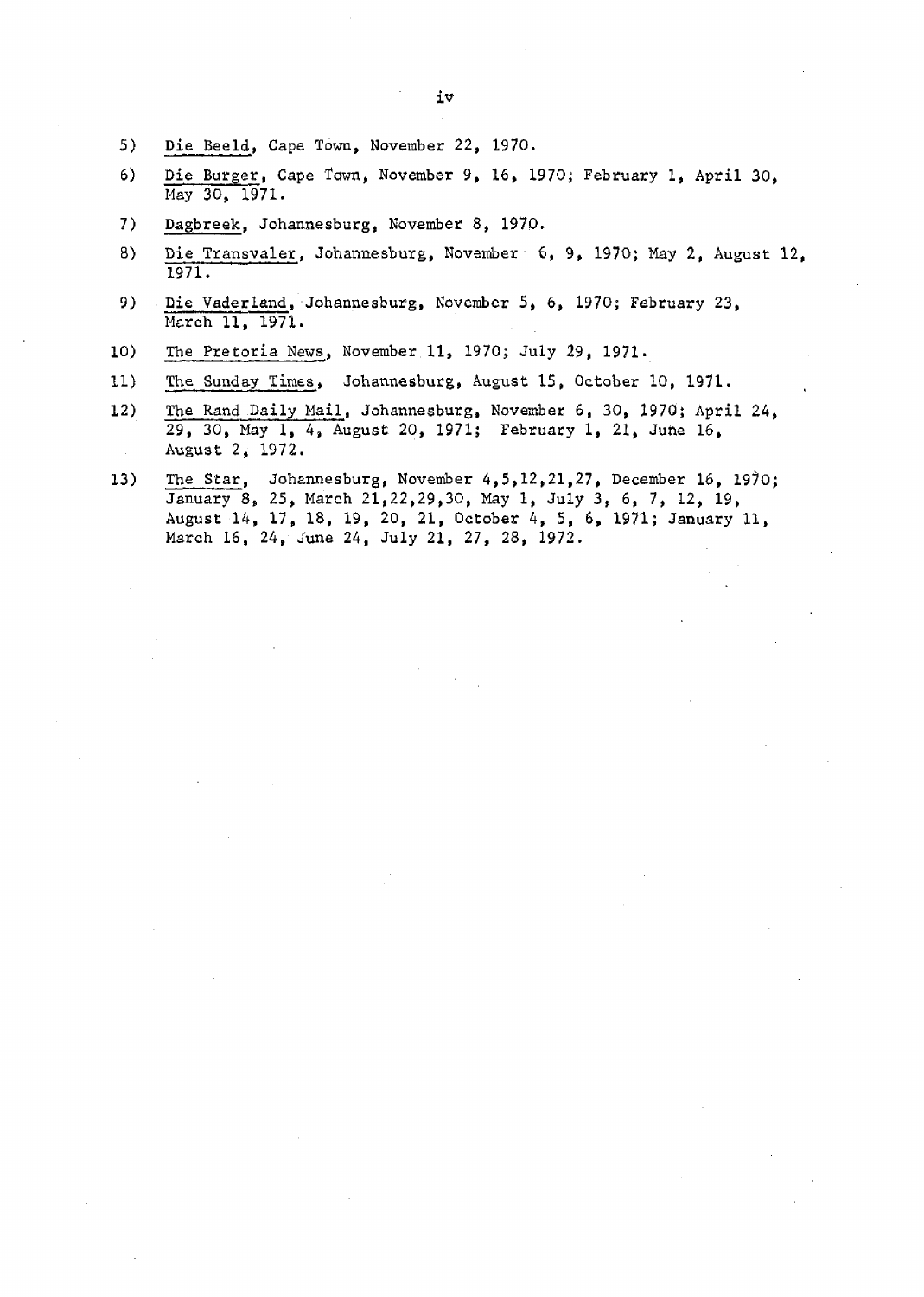5) Die Beeld, Cape Town, November 22, 1970.

6) Die Burger, Cape Town, November 9, 16, 1970; February 1, April 30, May 30, 1971.

7) Dagbreek, Johannesburg, November 8, 1970.

8) Die Transvaler, Johannesburg, November 6, 9, 1970; May 2, August 12, 1971.

9) Die Vaderland, Johannesburg, November 5, 6, 1970; February 23, March 11, 1971.

10) The Pretoria News, November 11, 1970; July 29, 1971.

11) The Sunday Times, Johannesburg, August 15, October 10, 1971.

12) The Rand Daily Mail, Johannesburg, November 6, 30, 1970; April 24, 29, 30, May 1, 4, August 20, 1971; February 1, 21, June 16, August 2, 1972.

13) The Star, Johannesburg, November 4,5,12,21,27, December 16, 1970; January 8, 25, March 21,22,29,30, May 1, July 3, 6, 7, 12, 19, August 14, 17, 18, 19, 20, 21, October 4, 5, 6, 1971; January 11, March 16, 24, June 24, July 21, 27, 28, 1972.